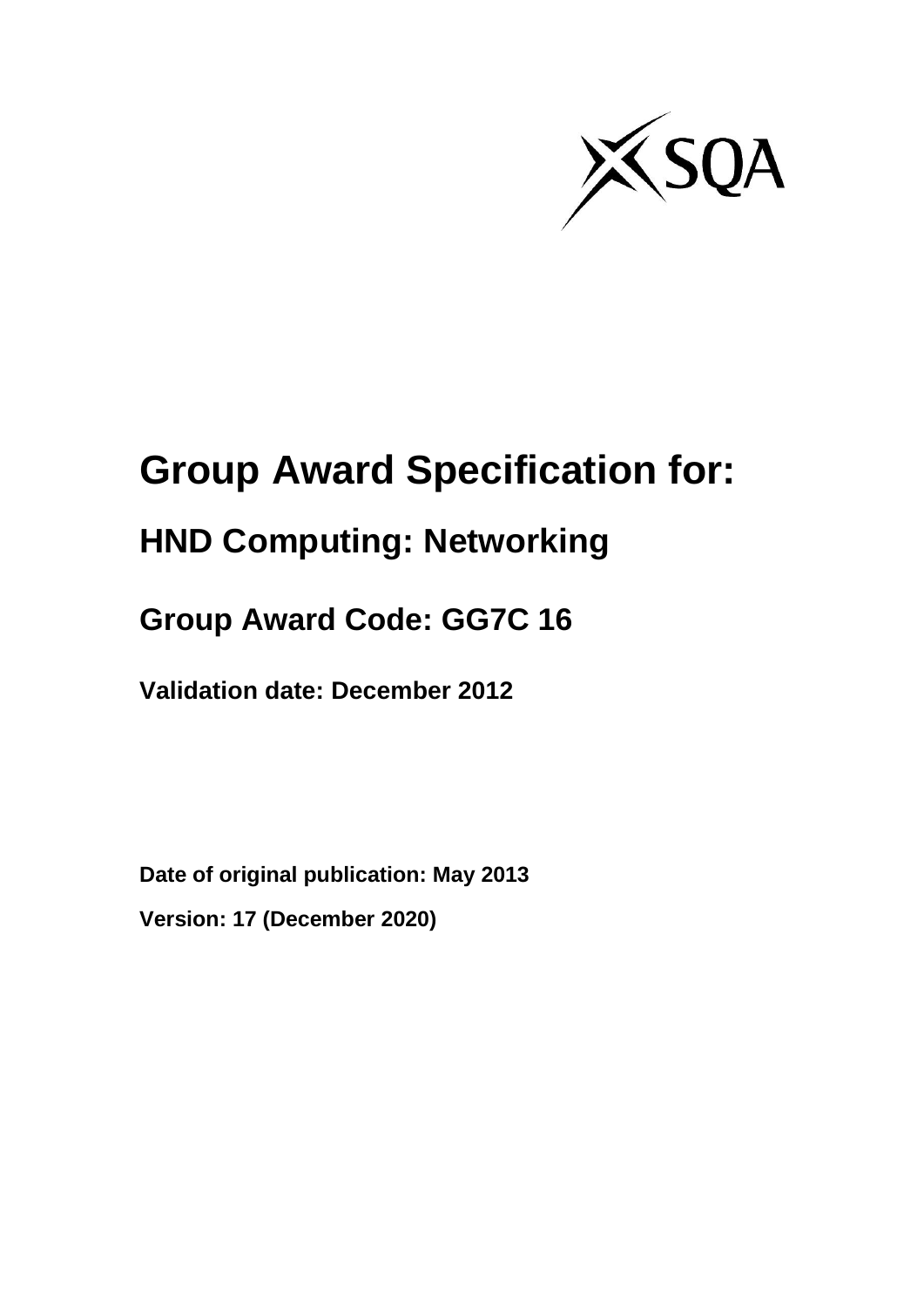# Group Award Specification for:

## HND Computing: Networking

## Group Award Code: GG7C 16

**Validation date: December 2012**

**Date of original publication: May 2013**

**Version: 17 (December 2020)**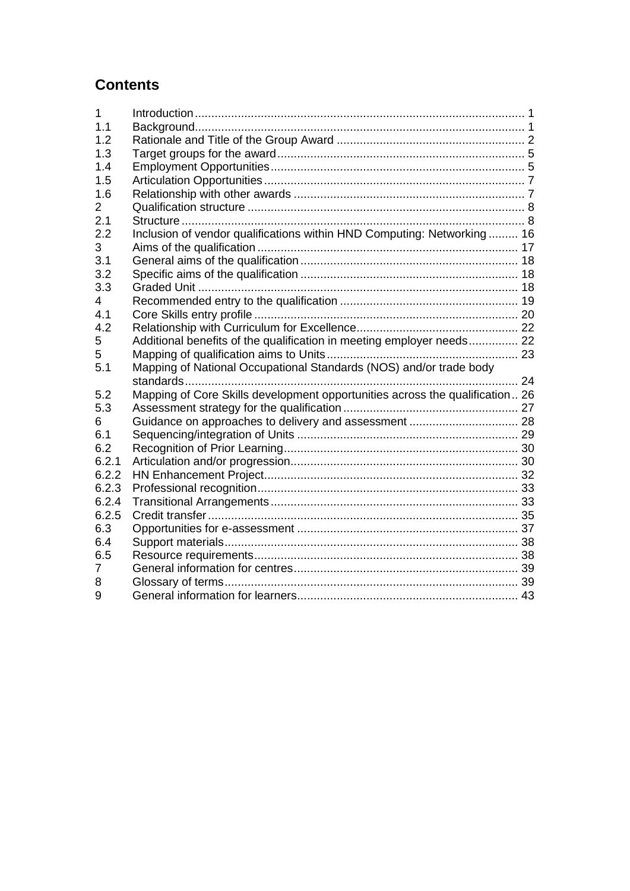## Contents

| | | |
|---|---|---|
| 1 | Introduction | 1 |
| 1.1 | Background | 1 |
| 1.2 | Rationale and Title of the Group Award | 2 |
| 1.3 | Target groups for the award | 5 |
| 1.4 | Employment Opportunities | 5 |
| 1.5 | Articulation Opportunities | 7 |
| 1.6 | Relationship with other awards | 7 |
| 2 | Qualification structure | 8 |
| 2.1 | Structure | 8 |
| 2.2 | Inclusion of vendor qualifications within HND Computing: Networking | 16 |
| 3 | Aims of the qualification | 17 |
| 3.1 | General aims of the qualification | 18 |
| 3.2 | Specific aims of the qualification | 18 |
| 3.3 | Graded Unit | 18 |
| 4 | Recommended entry to the qualification | 19 |
| 4.1 | Core Skills entry profile | 20 |
| 4.2 | Relationship with Curriculum for Excellence | 22 |
| 5 | Additional benefits of the qualification in meeting employer needs | 22 |
| 5 | Mapping of qualification aims to Units | 23 |
| 5.1 | Mapping of National Occupational Standards (NOS) and/or trade body standards | 24 |
| 5.2 | Mapping of Core Skills development opportunities across the qualification | 26 |
| 5.3 | Assessment strategy for the qualification | 27 |
| 6 | Guidance on approaches to delivery and assessment | 28 |
| 6.1 | Sequencing/integration of Units | 29 |
| 6.2 | Recognition of Prior Learning | 30 |
| 6.2.1 | Articulation and/or progression | 30 |
| 6.2.2 | HN Enhancement Project | 32 |
| 6.2.3 | Professional recognition | 33 |
| 6.2.4 | Transitional Arrangements | 33 |
| 6.2.5 | Credit transfer | 35 |
| 6.3 | Opportunities for e-assessment | 37 |
| 6.4 | Support materials | 38 |
| 6.5 | Resource requirements | 38 |
| 7 | General information for centres | 39 |
| 8 | Glossary of terms | 39 |
| 9 | General information for learners | 43 |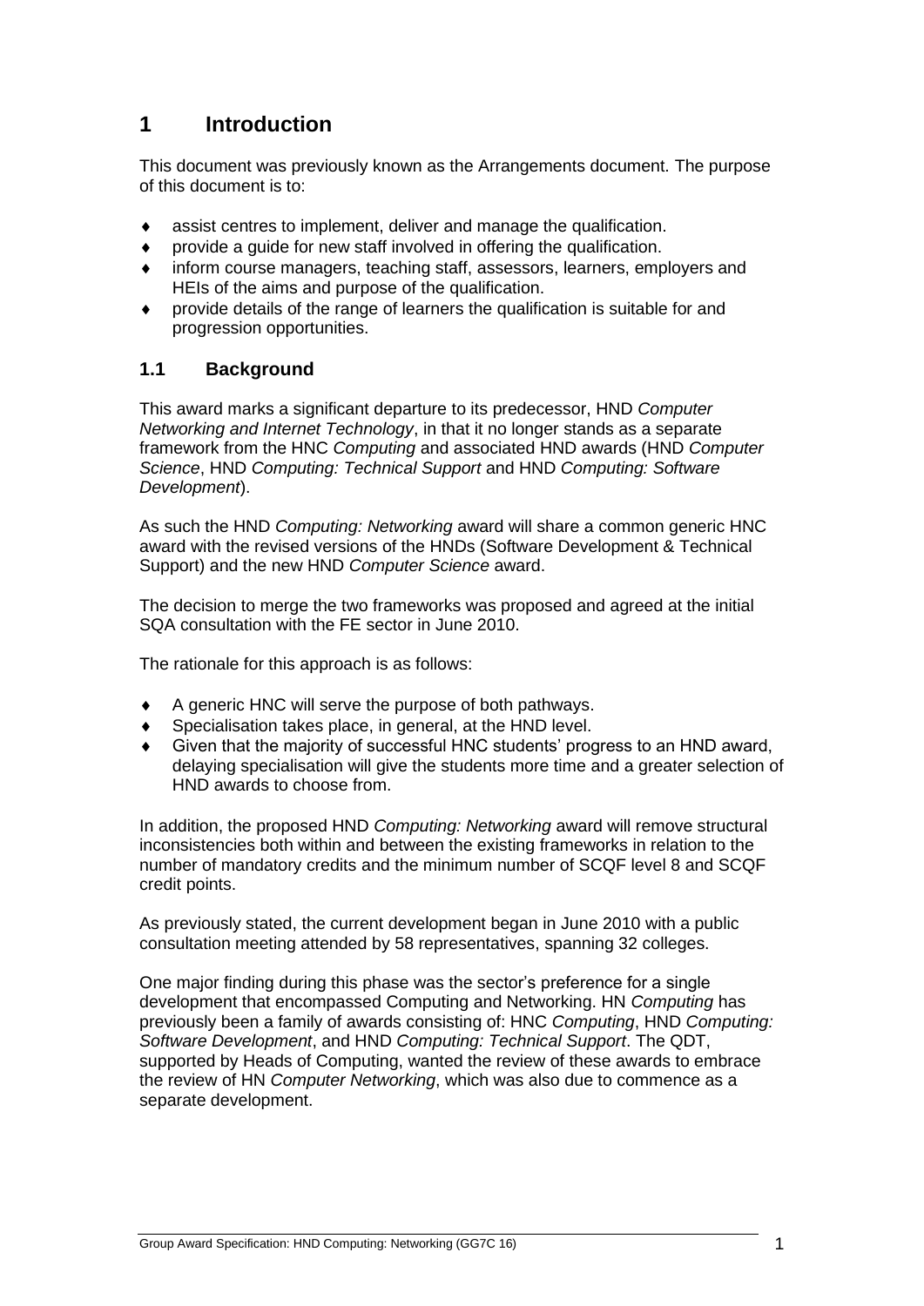# 1 Introduction

This document was previously known as the Arrangements document. The purpose of this document is to:

- assist centres to implement, deliver and manage the qualification.
- provide a guide for new staff involved in offering the qualification.
- inform course managers, teaching staff, assessors, learners, employers and HEIs of the aims and purpose of the qualification.
- provide details of the range of learners the qualification is suitable for and progression opportunities.

## 1.1 Background

This award marks a significant departure to its predecessor, HND *Computer Networking and Internet Technology*, in that it no longer stands as a separate framework from the HNC *Computing* and associated HND awards (HND *Computer Science*, HND *Computing: Technical Support* and HND *Computing: Software Development*).

As such the HND *Computing: Networking* award will share a common generic HNC award with the revised versions of the HNDs (Software Development & Technical Support) and the new HND *Computer Science* award.

The decision to merge the two frameworks was proposed and agreed at the initial SQA consultation with the FE sector in June 2010.

The rationale for this approach is as follows:

- A generic HNC will serve the purpose of both pathways.
- Specialisation takes place, in general, at the HND level.
- Given that the majority of successful HNC students' progress to an HND award, delaying specialisation will give the students more time and a greater selection of HND awards to choose from.

In addition, the proposed HND *Computing: Networking* award will remove structural inconsistencies both within and between the existing frameworks in relation to the number of mandatory credits and the minimum number of SCQF level 8 and SCQF credit points.

As previously stated, the current development began in June 2010 with a public consultation meeting attended by 58 representatives, spanning 32 colleges.

One major finding during this phase was the sector's preference for a single development that encompassed Computing and Networking. HN *Computing* has previously been a family of awards consisting of: HNC *Computing*, HND *Computing: Software Development*, and HND *Computing: Technical Support*. The QDT, supported by Heads of Computing, wanted the review of these awards to embrace the review of HN *Computer Networking*, which was also due to commence as a separate development.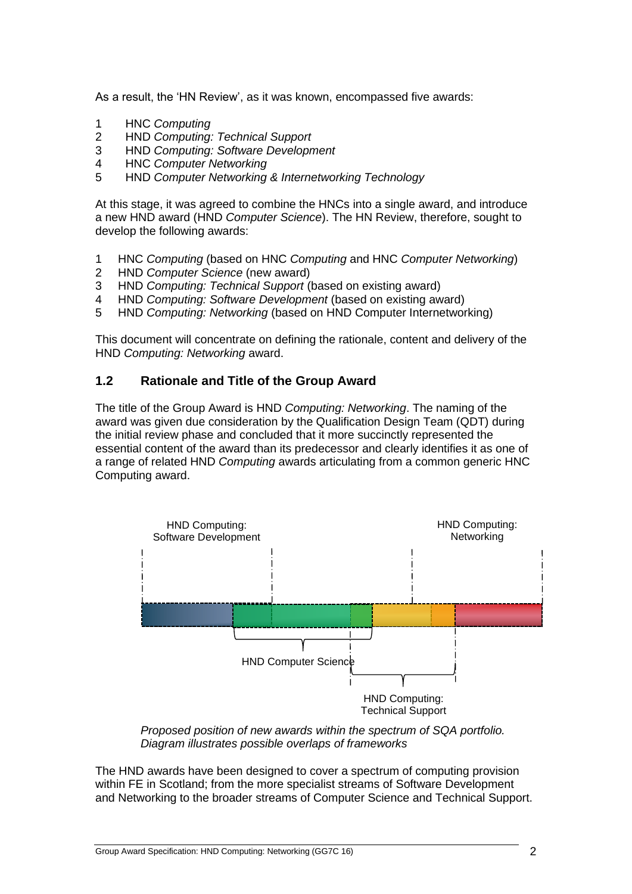As a result, the 'HN Review', as it was known, encompassed five awards:

1. HNC *Computing*
2. HND *Computing: Technical Support*
3. HND *Computing: Software Development*
4. HNC *Computer Networking*
5. HND *Computer Networking & Internetworking Technology*

At this stage, it was agreed to combine the HNCs into a single award, and introduce a new HND award (HND *Computer Science*). The HN Review, therefore, sought to develop the following awards:

1. HNC *Computing* (based on HNC *Computing* and HNC *Computer Networking*)
2. HND *Computer Science* (new award)
3. HND *Computing: Technical Support* (based on existing award)
4. HND *Computing: Software Development* (based on existing award)
5. HND *Computing: Networking* (based on HND Computer Internetworking)

This document will concentrate on defining the rationale, content and delivery of the HND *Computing: Networking* award.

## 1.2 Rationale and Title of the Group Award

The title of the Group Award is HND *Computing: Networking*. The naming of the award was given due consideration by the Qualification Design Team (QDT) during the initial review phase and concluded that it more succinctly represented the essential content of the award than its predecessor and clearly identifies it as one of a range of related HND *Computing* awards articulating from a common generic HNC Computing award.

HND Computing: Software Development

HND Computing: Networking

HND Computer Science

HND Computing: Technical Support

*Proposed position of new awards within the spectrum of SQA portfolio. Diagram illustrates possible overlaps of frameworks*

The HND awards have been designed to cover a spectrum of computing provision within FE in Scotland; from the more specialist streams of Software Development and Networking to the broader streams of Computer Science and Technical Support.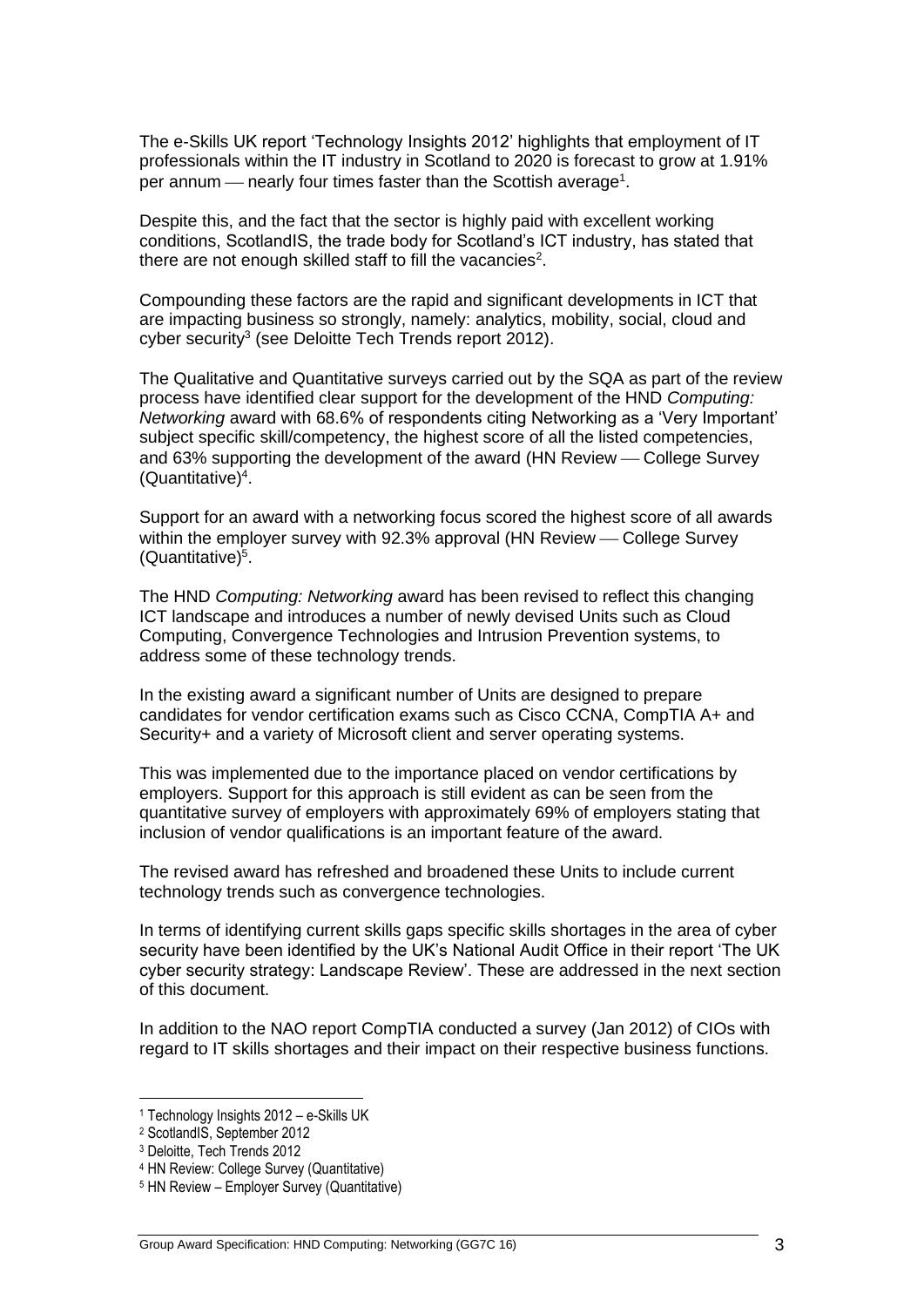The e-Skills UK report 'Technology Insights 2012' highlights that employment of IT professionals within the IT industry in Scotland to 2020 is forecast to grow at 1.91% per annum — nearly four times faster than the Scottish average[1].

Despite this, and the fact that the sector is highly paid with excellent working conditions, ScotlandIS, the trade body for Scotland's ICT industry, has stated that there are not enough skilled staff to fill the vacancies[2].

Compounding these factors are the rapid and significant developments in ICT that are impacting business so strongly, namely: analytics, mobility, social, cloud and cyber security[3] (see Deloitte Tech Trends report 2012).

The Qualitative and Quantitative surveys carried out by the SQA as part of the review process have identified clear support for the development of the HND *Computing: Networking* award with 68.6% of respondents citing Networking as a 'Very Important' subject specific skill/competency, the highest score of all the listed competencies, and 63% supporting the development of the award (HN Review — College Survey (Quantitative)[4].

Support for an award with a networking focus scored the highest score of all awards within the employer survey with 92.3% approval (HN Review — College Survey (Quantitative)[5].

The HND *Computing: Networking* award has been revised to reflect this changing ICT landscape and introduces a number of newly devised Units such as Cloud Computing, Convergence Technologies and Intrusion Prevention systems, to address some of these technology trends.

In the existing award a significant number of Units are designed to prepare candidates for vendor certification exams such as Cisco CCNA, CompTIA A+ and Security+ and a variety of Microsoft client and server operating systems.

This was implemented due to the importance placed on vendor certifications by employers. Support for this approach is still evident as can be seen from the quantitative survey of employers with approximately 69% of employers stating that inclusion of vendor qualifications is an important feature of the award.

The revised award has refreshed and broadened these Units to include current technology trends such as convergence technologies.

In terms of identifying current skills gaps specific skills shortages in the area of cyber security have been identified by the UK's National Audit Office in their report 'The UK cyber security strategy: Landscape Review'. These are addressed in the next section of this document.

In addition to the NAO report CompTIA conducted a survey (Jan 2012) of CIOs with regard to IT skills shortages and their impact on their respective business functions.

---

[1] Technology Insights 2012 – e-Skills UK
[2] ScotlandIS, September 2012
[3] Deloitte, Tech Trends 2012
[4] HN Review: College Survey (Quantitative)
[5] HN Review – Employer Survey (Quantitative)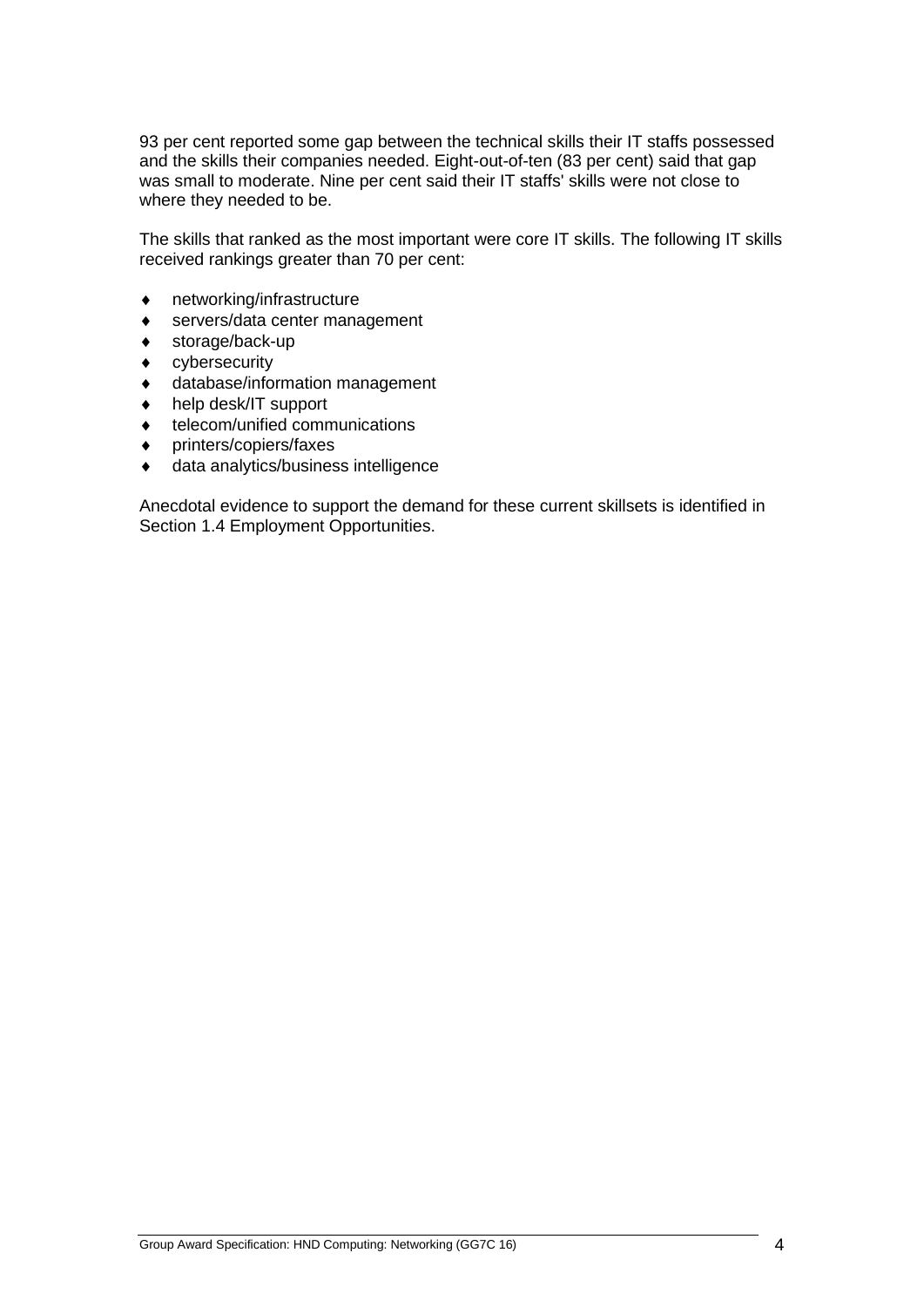93 per cent reported some gap between the technical skills their IT staffs possessed and the skills their companies needed. Eight-out-of-ten (83 per cent) said that gap was small to moderate. Nine per cent said their IT staffs' skills were not close to where they needed to be.

The skills that ranked as the most important were core IT skills. The following IT skills received rankings greater than 70 per cent:

- networking/infrastructure
- servers/data center management
- storage/back-up
- cybersecurity
- database/information management
- help desk/IT support
- telecom/unified communications
- printers/copiers/faxes
- data analytics/business intelligence

Anecdotal evidence to support the demand for these current skillsets is identified in Section 1.4 Employment Opportunities.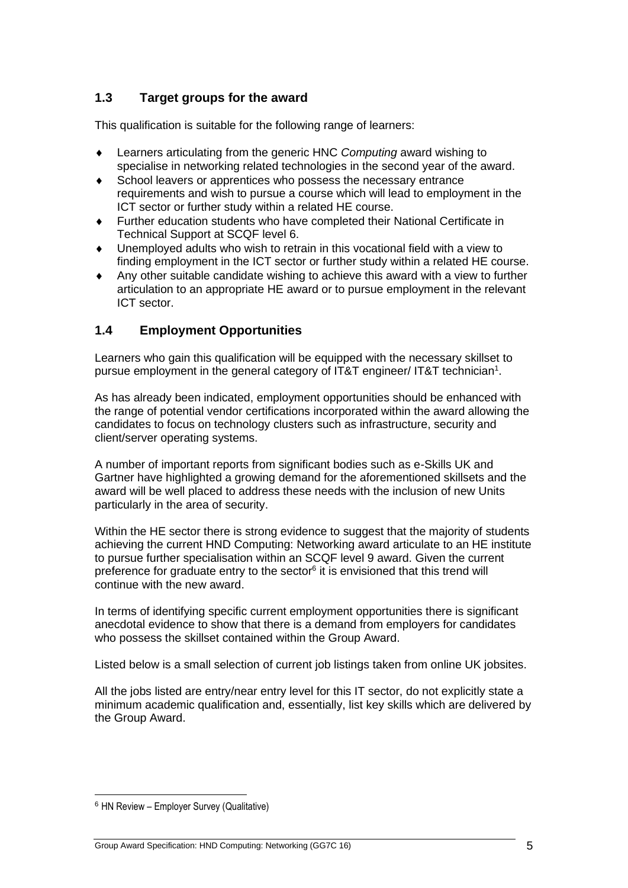## 1.3 Target groups for the award

This qualification is suitable for the following range of learners:

- Learners articulating from the generic HNC *Computing* award wishing to specialise in networking related technologies in the second year of the award.
- School leavers or apprentices who possess the necessary entrance requirements and wish to pursue a course which will lead to employment in the ICT sector or further study within a related HE course.
- Further education students who have completed their National Certificate in Technical Support at SCQF level 6.
- Unemployed adults who wish to retrain in this vocational field with a view to finding employment in the ICT sector or further study within a related HE course.
- Any other suitable candidate wishing to achieve this award with a view to further articulation to an appropriate HE award or to pursue employment in the relevant ICT sector.

## 1.4 Employment Opportunities

Learners who gain this qualification will be equipped with the necessary skillset to pursue employment in the general category of IT&T engineer/ IT&T technician[1].

As has already been indicated, employment opportunities should be enhanced with the range of potential vendor certifications incorporated within the award allowing the candidates to focus on technology clusters such as infrastructure, security and client/server operating systems.

A number of important reports from significant bodies such as e-Skills UK and Gartner have highlighted a growing demand for the aforementioned skillsets and the award will be well placed to address these needs with the inclusion of new Units particularly in the area of security.

Within the HE sector there is strong evidence to suggest that the majority of students achieving the current HND Computing: Networking award articulate to an HE institute to pursue further specialisation within an SCQF level 9 award. Given the current preference for graduate entry to the sector[6] it is envisioned that this trend will continue with the new award.

In terms of identifying specific current employment opportunities there is significant anecdotal evidence to show that there is a demand from employers for candidates who possess the skillset contained within the Group Award.

Listed below is a small selection of current job listings taken from online UK jobsites.

All the jobs listed are entry/near entry level for this IT sector, do not explicitly state a minimum academic qualification and, essentially, list key skills which are delivered by the Group Award.

[6] HN Review – Employer Survey (Qualitative)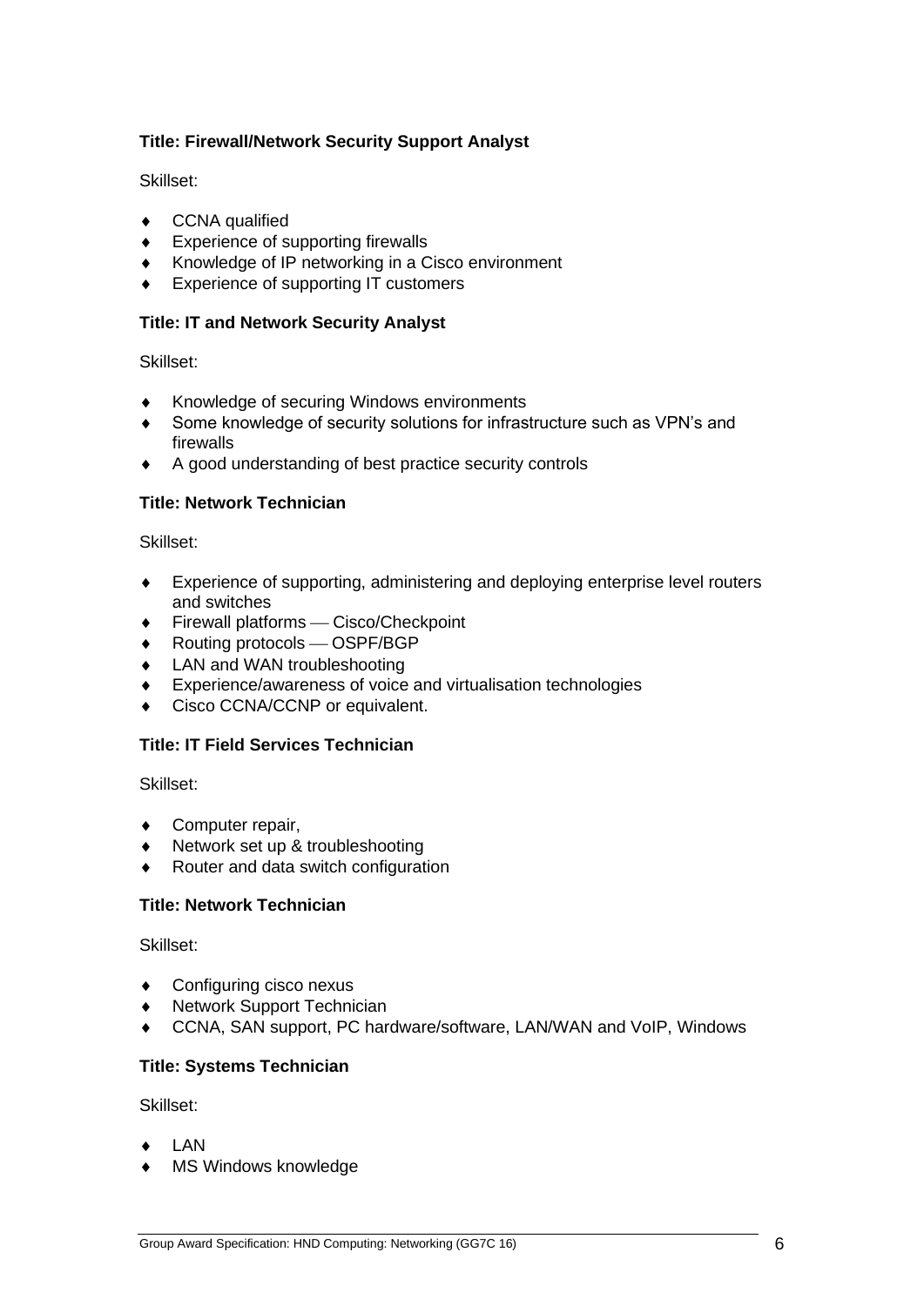**Title: Firewall/Network Security Support Analyst**

Skillset:

- CCNA qualified
- Experience of supporting firewalls
- Knowledge of IP networking in a Cisco environment
- Experience of supporting IT customers

**Title: IT and Network Security Analyst**

Skillset:

- Knowledge of securing Windows environments
- Some knowledge of security solutions for infrastructure such as VPN's and firewalls
- A good understanding of best practice security controls

**Title: Network Technician**

Skillset:

- Experience of supporting, administering and deploying enterprise level routers and switches
- Firewall platforms — Cisco/Checkpoint
- Routing protocols — OSPF/BGP
- LAN and WAN troubleshooting
- Experience/awareness of voice and virtualisation technologies
- Cisco CCNA/CCNP or equivalent.

**Title: IT Field Services Technician**

Skillset:

- Computer repair,
- Network set up & troubleshooting
- Router and data switch configuration

**Title: Network Technician**

Skillset:

- Configuring cisco nexus
- Network Support Technician
- CCNA, SAN support, PC hardware/software, LAN/WAN and VoIP, Windows

**Title: Systems Technician**

Skillset:

- LAN
- MS Windows knowledge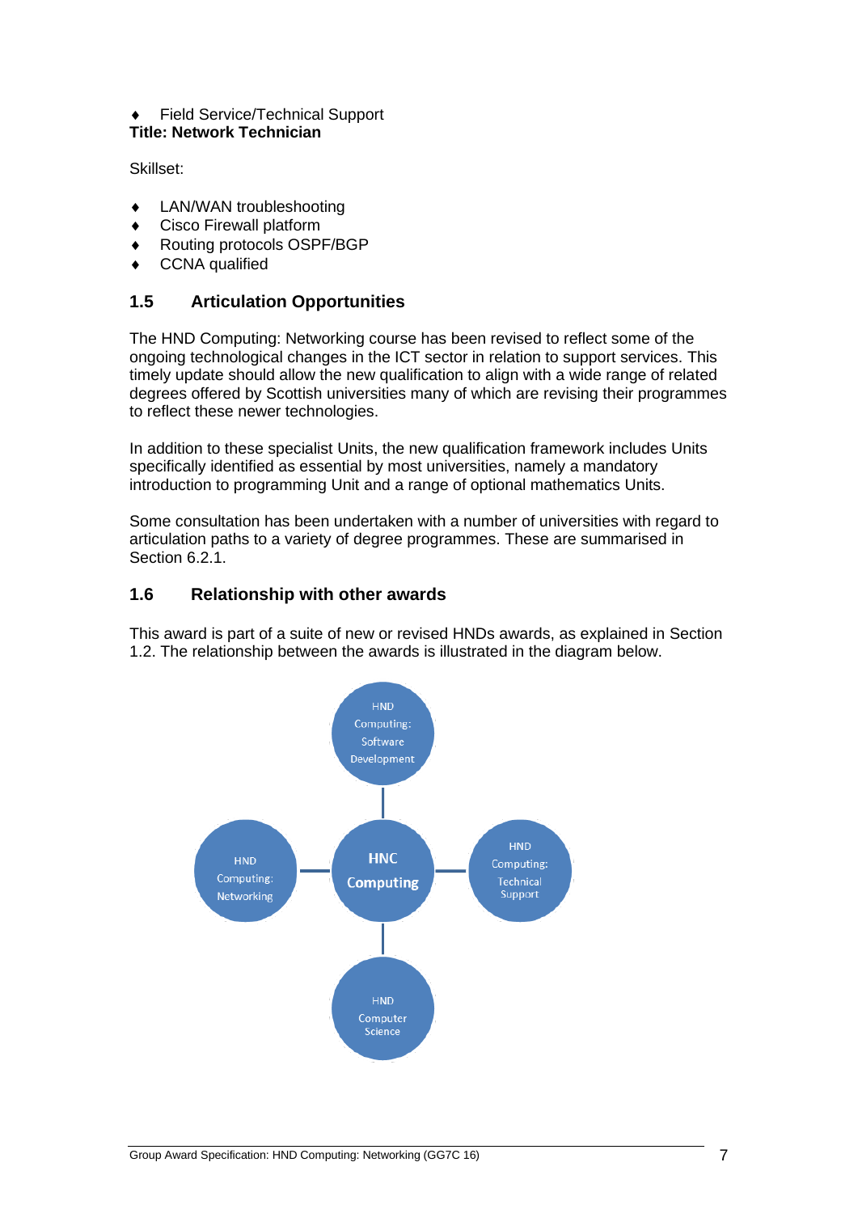- Field Service/Technical Support

**Title: Network Technician**

Skillset:

- LAN/WAN troubleshooting
- Cisco Firewall platform
- Routing protocols OSPF/BGP
- CCNA qualified

## 1.5 Articulation Opportunities

The HND Computing: Networking course has been revised to reflect some of the ongoing technological changes in the ICT sector in relation to support services. This timely update should allow the new qualification to align with a wide range of related degrees offered by Scottish universities many of which are revising their programmes to reflect these newer technologies.

In addition to these specialist Units, the new qualification framework includes Units specifically identified as essential by most universities, namely a mandatory introduction to programming Unit and a range of optional mathematics Units.

Some consultation has been undertaken with a number of universities with regard to articulation paths to a variety of degree programmes. These are summarised in Section 6.2.1.

## 1.6 Relationship with other awards

This award is part of a suite of new or revised HNDs awards, as explained in Section 1.2. The relationship between the awards is illustrated in the diagram below.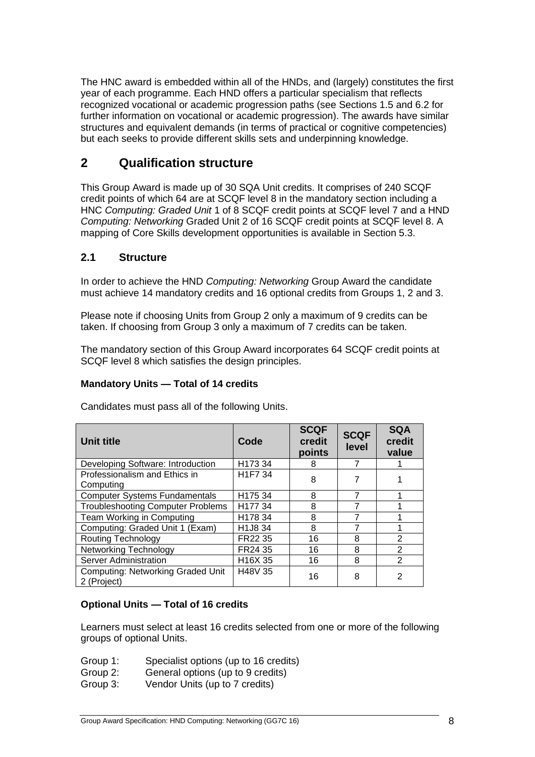The HNC award is embedded within all of the HNDs, and (largely) constitutes the first year of each programme. Each HND offers a particular specialism that reflects recognized vocational or academic progression paths (see Sections 1.5 and 6.2 for further information on vocational or academic progression). The awards have similar structures and equivalent demands (in terms of practical or cognitive competencies) but each seeks to provide different skills sets and underpinning knowledge.

## 2 Qualification structure

This Group Award is made up of 30 SQA Unit credits. It comprises of 240 SCQF credit points of which 64 are at SCQF level 8 in the mandatory section including a HNC *Computing: Graded Unit* 1 of 8 SCQF credit points at SCQF level 7 and a HND *Computing: Networking* Graded Unit 2 of 16 SCQF credit points at SCQF level 8. A mapping of Core Skills development opportunities is available in Section 5.3.

### 2.1 Structure

In order to achieve the HND *Computing: Networking* Group Award the candidate must achieve 14 mandatory credits and 16 optional credits from Groups 1, 2 and 3.

Please note if choosing Units from Group 2 only a maximum of 9 credits can be taken. If choosing from Group 3 only a maximum of 7 credits can be taken.

The mandatory section of this Group Award incorporates 64 SCQF credit points at SCQF level 8 which satisfies the design principles.

**Mandatory Units — Total of 14 credits**

Candidates must pass all of the following Units.

| Unit title | Code | SCQF credit points | SCQF level | SQA credit value |
|---|---|---|---|---|
| Developing Software: Introduction | H173 34 | 8 | 7 | 1 |
| Professionalism and Ethics in Computing | H1F7 34 | 8 | 7 | 1 |
| Computer Systems Fundamentals | H175 34 | 8 | 7 | 1 |
| Troubleshooting Computer Problems | H177 34 | 8 | 7 | 1 |
| Team Working in Computing | H178 34 | 8 | 7 | 1 |
| Computing: Graded Unit 1 (Exam) | H1J8 34 | 8 | 7 | 1 |
| Routing Technology | FR22 35 | 16 | 8 | 2 |
| Networking Technology | FR24 35 | 16 | 8 | 2 |
| Server Administration | H16X 35 | 16 | 8 | 2 |
| Computing: Networking Graded Unit 2 (Project) | H48V 35 | 16 | 8 | 2 |

**Optional Units — Total of 16 credits**

Learners must select at least 16 credits selected from one or more of the following groups of optional Units.

- Group 1: Specialist options (up to 16 credits)
- Group 2: General options (up to 9 credits)
- Group 3: Vendor Units (up to 7 credits)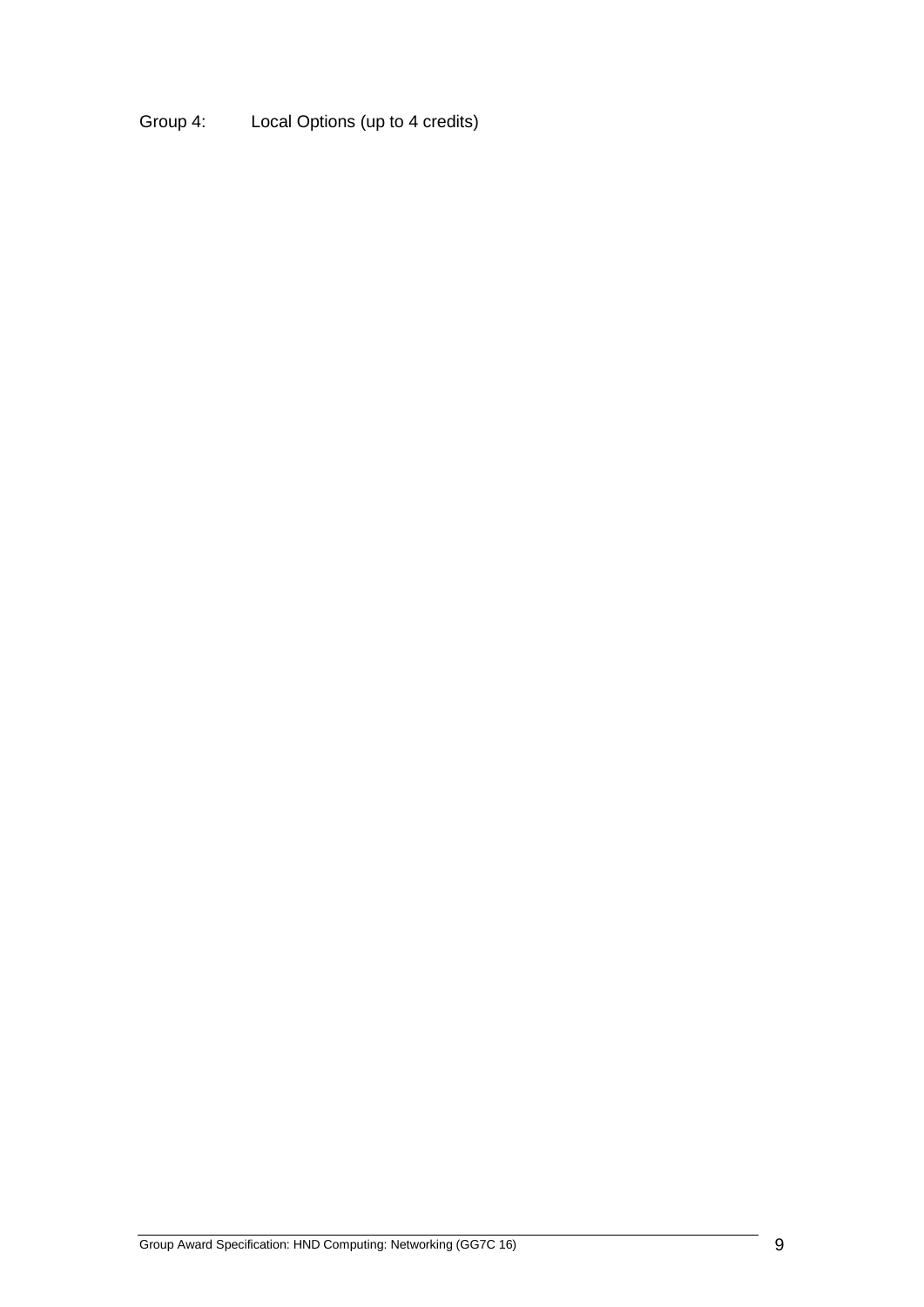Group 4: Local Options (up to 4 credits)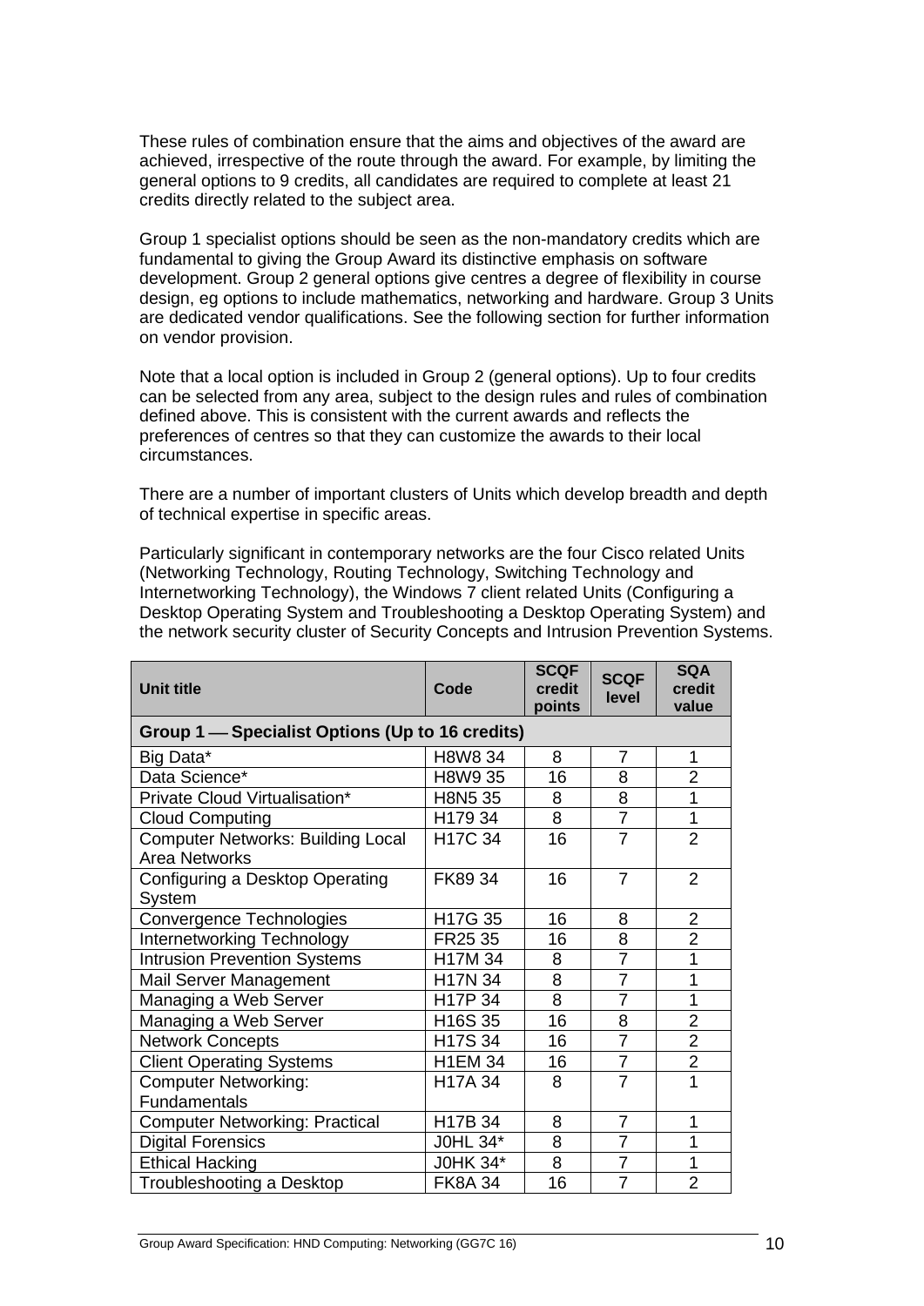These rules of combination ensure that the aims and objectives of the award are achieved, irrespective of the route through the award. For example, by limiting the general options to 9 credits, all candidates are required to complete at least 21 credits directly related to the subject area.

Group 1 specialist options should be seen as the non-mandatory credits which are fundamental to giving the Group Award its distinctive emphasis on software development. Group 2 general options give centres a degree of flexibility in course design, eg options to include mathematics, networking and hardware. Group 3 Units are dedicated vendor qualifications. See the following section for further information on vendor provision.

Note that a local option is included in Group 2 (general options). Up to four credits can be selected from any area, subject to the design rules and rules of combination defined above. This is consistent with the current awards and reflects the preferences of centres so that they can customize the awards to their local circumstances.

There are a number of important clusters of Units which develop breadth and depth of technical expertise in specific areas.

Particularly significant in contemporary networks are the four Cisco related Units (Networking Technology, Routing Technology, Switching Technology and Internetworking Technology), the Windows 7 client related Units (Configuring a Desktop Operating System and Troubleshooting a Desktop Operating System) and the network security cluster of Security Concepts and Intrusion Prevention Systems.

| Unit title | Code | SCQF credit points | SCQF level | SQA credit value |
|---|---|---|---|---|
| **Group 1 — Specialist Options (Up to 16 credits)** | | | | |
| Big Data* | H8W8 34 | 8 | 7 | 1 |
| Data Science* | H8W9 35 | 16 | 8 | 2 |
| Private Cloud Virtualisation* | H8N5 35 | 8 | 8 | 1 |
| Cloud Computing | H179 34 | 8 | 7 | 1 |
| Computer Networks: Building Local Area Networks | H17C 34 | 16 | 7 | 2 |
| Configuring a Desktop Operating System | FK89 34 | 16 | 7 | 2 |
| Convergence Technologies | H17G 35 | 16 | 8 | 2 |
| Internetworking Technology | FR25 35 | 16 | 8 | 2 |
| Intrusion Prevention Systems | H17M 34 | 8 | 7 | 1 |
| Mail Server Management | H17N 34 | 8 | 7 | 1 |
| Managing a Web Server | H17P 34 | 8 | 7 | 1 |
| Managing a Web Server | H16S 35 | 16 | 8 | 2 |
| Network Concepts | H17S 34 | 16 | 7 | 2 |
| Client Operating Systems | H1EM 34 | 16 | 7 | 2 |
| Computer Networking: Fundamentals | H17A 34 | 8 | 7 | 1 |
| Computer Networking: Practical | H17B 34 | 8 | 7 | 1 |
| Digital Forensics | J0HL 34* | 8 | 7 | 1 |
| Ethical Hacking | J0HK 34* | 8 | 7 | 1 |
| Troubleshooting a Desktop | FK8A 34 | 16 | 7 | 2 |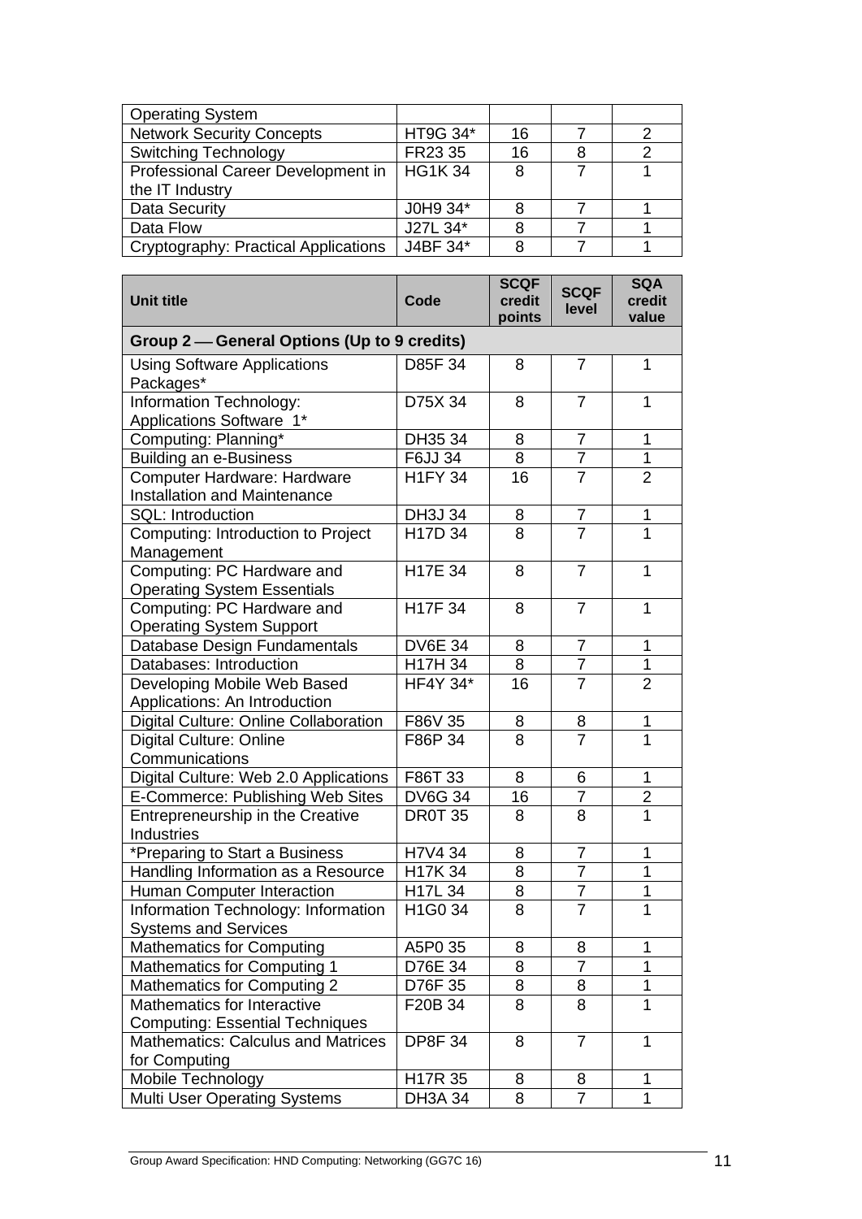| Unit title | Code | SCQF credit points | SCQF level | SQA credit value |
|---|---|---|---|---|
| Operating System | | | | |
| Network Security Concepts | HT9G 34* | 16 | 7 | 2 |
| Switching Technology | FR23 35 | 16 | 8 | 2 |
| Professional Career Development in the IT Industry | HG1K 34 | 8 | 7 | 1 |
| Data Security | J0H9 34* | 8 | 7 | 1 |
| Data Flow | J27L 34* | 8 | 7 | 1 |
| Cryptography: Practical Applications | J4BF 34* | 8 | 7 | 1 |

| Unit title | Code | SCQF credit points | SCQF level | SQA credit value |
|---|---|---|---|---|
| **Group 2 — General Options (Up to 9 credits)** | | | | |
| Using Software Applications Packages* | D85F 34 | 8 | 7 | 1 |
| Information Technology: Applications Software 1* | D75X 34 | 8 | 7 | 1 |
| Computing: Planning* | DH35 34 | 8 | 7 | 1 |
| Building an e-Business | F6JJ 34 | 8 | 7 | 1 |
| Computer Hardware: Hardware Installation and Maintenance | H1FY 34 | 16 | 7 | 2 |
| SQL: Introduction | DH3J 34 | 8 | 7 | 1 |
| Computing: Introduction to Project Management | H17D 34 | 8 | 7 | 1 |
| Computing: PC Hardware and Operating System Essentials | H17E 34 | 8 | 7 | 1 |
| Computing: PC Hardware and Operating System Support | H17F 34 | 8 | 7 | 1 |
| Database Design Fundamentals | DV6E 34 | 8 | 7 | 1 |
| Databases: Introduction | H17H 34 | 8 | 7 | 1 |
| Developing Mobile Web Based Applications: An Introduction | HF4Y 34* | 16 | 7 | 2 |
| Digital Culture: Online Collaboration | F86V 35 | 8 | 8 | 1 |
| Digital Culture: Online Communications | F86P 34 | 8 | 7 | 1 |
| Digital Culture: Web 2.0 Applications | F86T 33 | 8 | 6 | 1 |
| E-Commerce: Publishing Web Sites | DV6G 34 | 16 | 7 | 2 |
| Entrepreneurship in the Creative Industries | DR0T 35 | 8 | 8 | 1 |
| *Preparing to Start a Business | H7V4 34 | 8 | 7 | 1 |
| Handling Information as a Resource | H17K 34 | 8 | 7 | 1 |
| Human Computer Interaction | H17L 34 | 8 | 7 | 1 |
| Information Technology: Information Systems and Services | H1G0 34 | 8 | 7 | 1 |
| Mathematics for Computing | A5P0 35 | 8 | 8 | 1 |
| Mathematics for Computing 1 | D76E 34 | 8 | 7 | 1 |
| Mathematics for Computing 2 | D76F 35 | 8 | 8 | 1 |
| Mathematics for Interactive Computing: Essential Techniques | F20B 34 | 8 | 8 | 1 |
| Mathematics: Calculus and Matrices for Computing | DP8F 34 | 8 | 7 | 1 |
| Mobile Technology | H17R 35 | 8 | 8 | 1 |
| Multi User Operating Systems | DH3A 34 | 8 | 7 | 1 |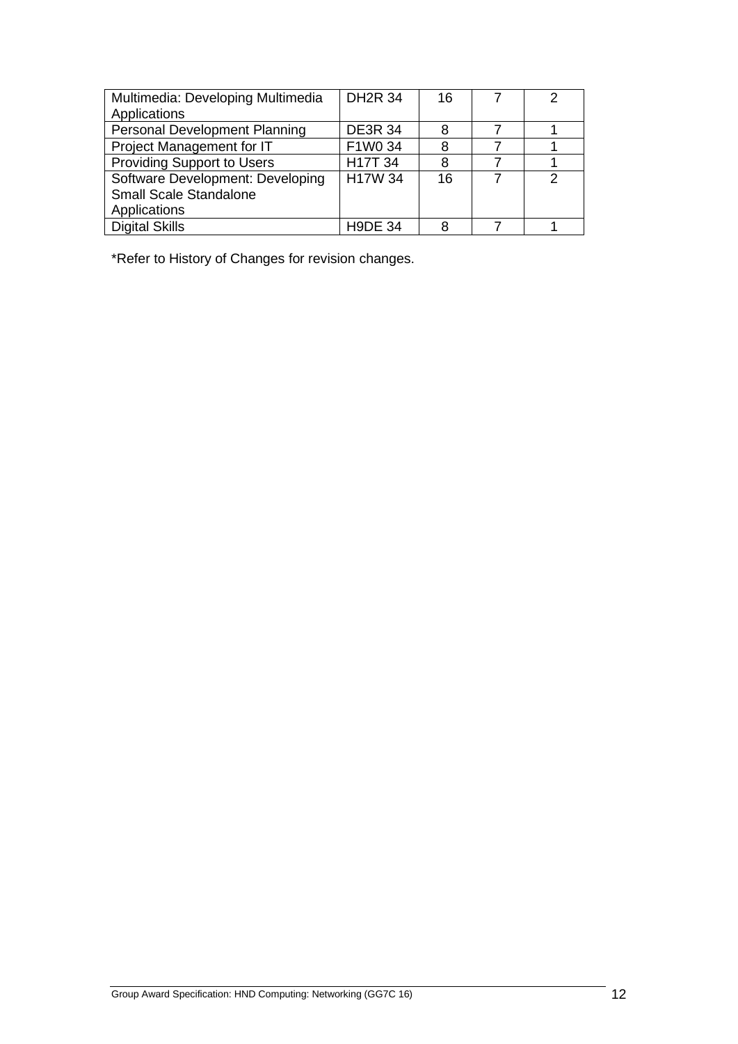| | | | | |
|---|---|---|---|---|
| Multimedia: Developing Multimedia Applications | DH2R 34 | 16 | 7 | 2 |
| Personal Development Planning | DE3R 34 | 8 | 7 | 1 |
| Project Management for IT | F1W0 34 | 8 | 7 | 1 |
| Providing Support to Users | H17T 34 | 8 | 7 | 1 |
| Software Development: Developing Small Scale Standalone Applications | H17W 34 | 16 | 7 | 2 |
| Digital Skills | H9DE 34 | 8 | 7 | 1 |

*Refer to History of Changes for revision changes.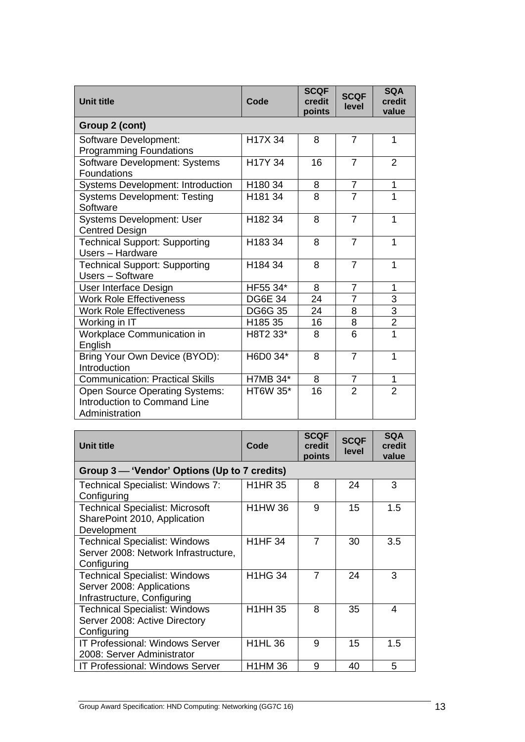| Unit title | Code | SCQF credit points | SCQF level | SQA credit value |
|---|---|---|---|---|
| **Group 2 (cont)** | | | | |
| Software Development: Programming Foundations | H17X 34 | 8 | 7 | 1 |
| Software Development: Systems Foundations | H17Y 34 | 16 | 7 | 2 |
| Systems Development: Introduction | H180 34 | 8 | 7 | 1 |
| Systems Development: Testing Software | H181 34 | 8 | 7 | 1 |
| Systems Development: User Centred Design | H182 34 | 8 | 7 | 1 |
| Technical Support: Supporting Users – Hardware | H183 34 | 8 | 7 | 1 |
| Technical Support: Supporting Users – Software | H184 34 | 8 | 7 | 1 |
| User Interface Design | HF55 34* | 8 | 7 | 1 |
| Work Role Effectiveness | DG6E 34 | 24 | 7 | 3 |
| Work Role Effectiveness | DG6G 35 | 24 | 8 | 3 |
| Working in IT | H185 35 | 16 | 8 | 2 |
| Workplace Communication in English | H8T2 33* | 8 | 6 | 1 |
| Bring Your Own Device (BYOD): Introduction | H6D0 34* | 8 | 7 | 1 |
| Communication: Practical Skills | H7MB 34* | 8 | 7 | 1 |
| Open Source Operating Systems: Introduction to Command Line Administration | HT6W 35* | 16 | 2 | 2 |

| Unit title | Code | SCQF credit points | SCQF level | SQA credit value |
|---|---|---|---|---|
| **Group 3 — 'Vendor' Options (Up to 7 credits)** | | | | |
| Technical Specialist: Windows 7: Configuring | H1HR 35 | 8 | 24 | 3 |
| Technical Specialist: Microsoft SharePoint 2010, Application Development | H1HW 36 | 9 | 15 | 1.5 |
| Technical Specialist: Windows Server 2008: Network Infrastructure, Configuring | H1HF 34 | 7 | 30 | 3.5 |
| Technical Specialist: Windows Server 2008: Applications Infrastructure, Configuring | H1HG 34 | 7 | 24 | 3 |
| Technical Specialist: Windows Server 2008: Active Directory Configuring | H1HH 35 | 8 | 35 | 4 |
| IT Professional: Windows Server 2008: Server Administrator | H1HL 36 | 9 | 15 | 1.5 |
| IT Professional: Windows Server | H1HM 36 | 9 | 40 | 5 |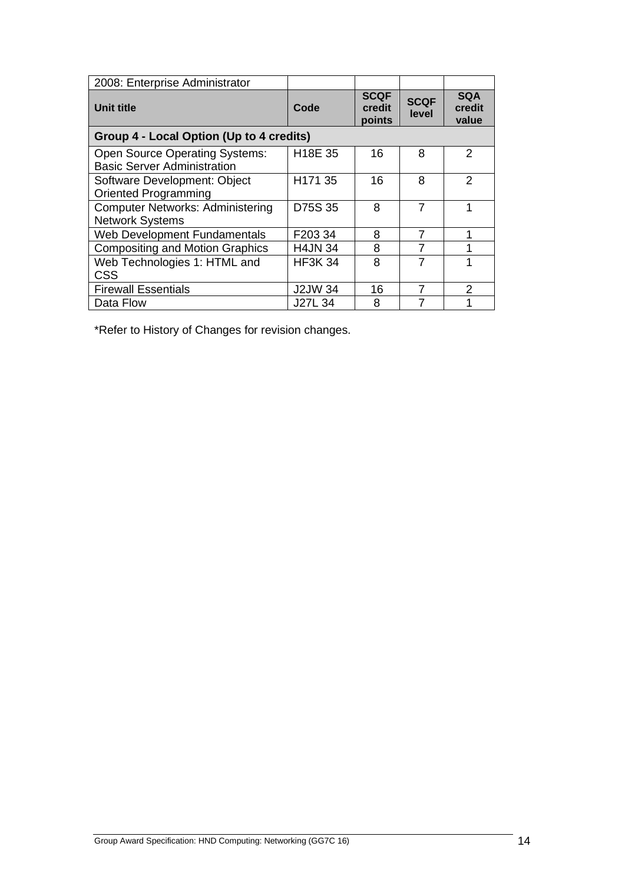| 2008: Enterprise Administrator | | | | |
|---|---|---|---|---|
| **Unit title** | **Code** | **SCQF credit points** | **SCQF level** | **SQA credit value** |
| **Group 4 - Local Option (Up to 4 credits)** | | | | |
| Open Source Operating Systems: Basic Server Administration | H18E 35 | 16 | 8 | 2 |
| Software Development: Object Oriented Programming | H171 35 | 16 | 8 | 2 |
| Computer Networks: Administering Network Systems | D75S 35 | 8 | 7 | 1 |
| Web Development Fundamentals | F203 34 | 8 | 7 | 1 |
| Compositing and Motion Graphics | H4JN 34 | 8 | 7 | 1 |
| Web Technologies 1: HTML and CSS | HF3K 34 | 8 | 7 | 1 |
| Firewall Essentials | J2JW 34 | 16 | 7 | 2 |
| Data Flow | J27L 34 | 8 | 7 | 1 |

*Refer to History of Changes for revision changes.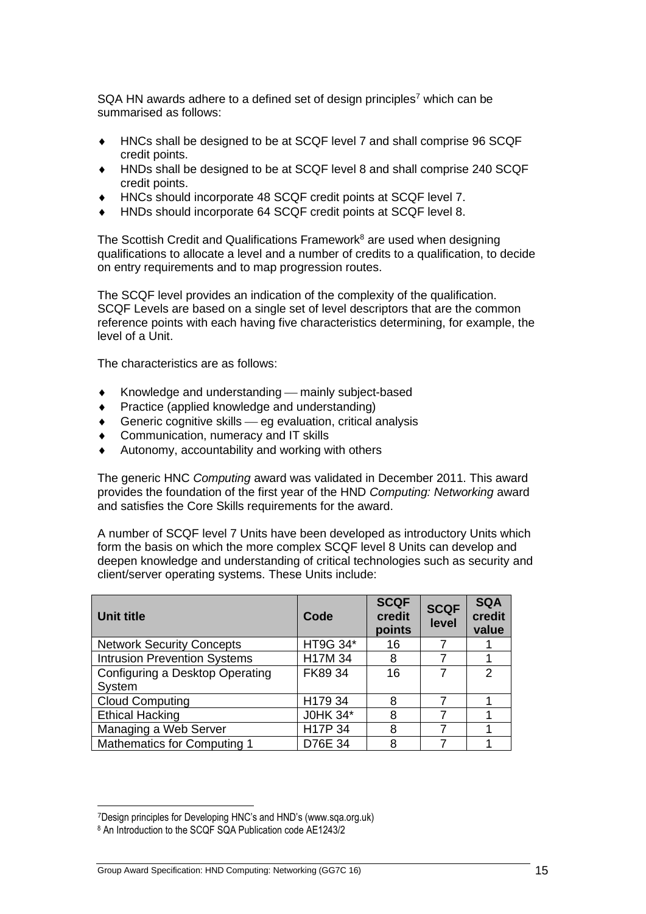SQA HN awards adhere to a defined set of design principles[7] which can be summarised as follows:

- HNCs shall be designed to be at SCQF level 7 and shall comprise 96 SCQF credit points.
- HNDs shall be designed to be at SCQF level 8 and shall comprise 240 SCQF credit points.
- HNCs should incorporate 48 SCQF credit points at SCQF level 7.
- HNDs should incorporate 64 SCQF credit points at SCQF level 8.

The Scottish Credit and Qualifications Framework[8] are used when designing qualifications to allocate a level and a number of credits to a qualification, to decide on entry requirements and to map progression routes.

The SCQF level provides an indication of the complexity of the qualification. SCQF Levels are based on a single set of level descriptors that are the common reference points with each having five characteristics determining, for example, the level of a Unit.

The characteristics are as follows:

- Knowledge and understanding — mainly subject-based
- Practice (applied knowledge and understanding)
- Generic cognitive skills — eg evaluation, critical analysis
- Communication, numeracy and IT skills
- Autonomy, accountability and working with others

The generic HNC *Computing* award was validated in December 2011. This award provides the foundation of the first year of the HND *Computing: Networking* award and satisfies the Core Skills requirements for the award.

A number of SCQF level 7 Units have been developed as introductory Units which form the basis on which the more complex SCQF level 8 Units can develop and deepen knowledge and understanding of critical technologies such as security and client/server operating systems. These Units include:

| Unit title | Code | SCQF credit points | SCQF level | SQA credit value |
|---|---|---|---|---|
| Network Security Concepts | HT9G 34* | 16 | 7 | 1 |
| Intrusion Prevention Systems | H17M 34 | 8 | 7 | 1 |
| Configuring a Desktop Operating System | FK89 34 | 16 | 7 | 2 |
| Cloud Computing | H179 34 | 8 | 7 | 1 |
| Ethical Hacking | J0HK 34* | 8 | 7 | 1 |
| Managing a Web Server | H17P 34 | 8 | 7 | 1 |
| Mathematics for Computing 1 | D76E 34 | 8 | 7 | 1 |

[7] Design principles for Developing HNC's and HND's (www.sqa.org.uk)

[8] An Introduction to the SCQF SQA Publication code AE1243/2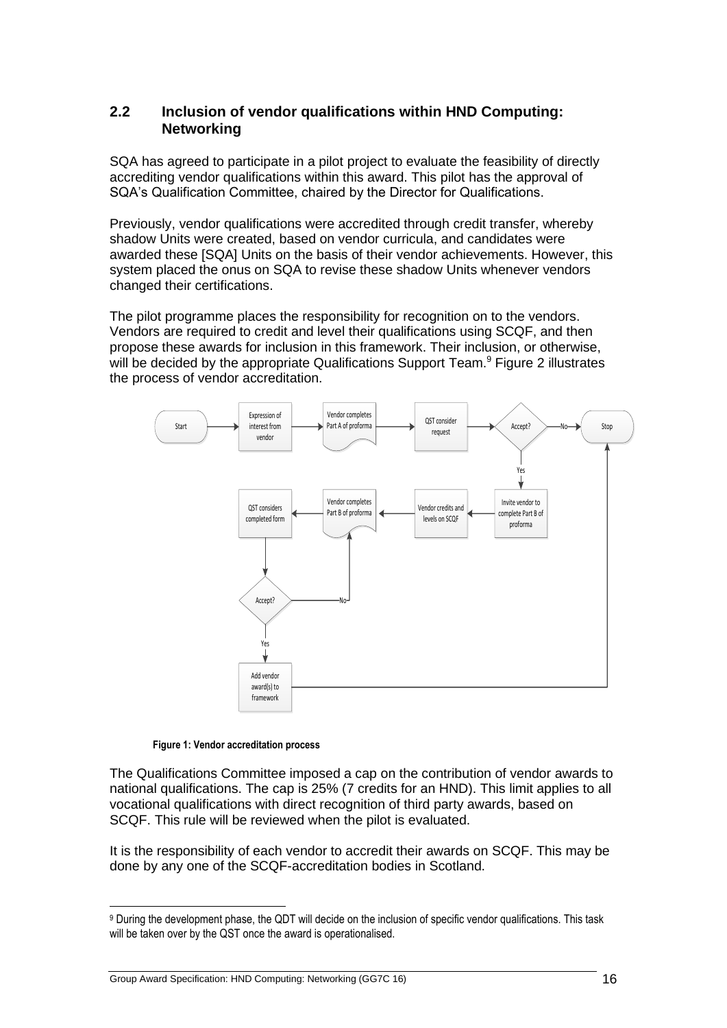## 2.2 Inclusion of vendor qualifications within HND Computing: Networking

SQA has agreed to participate in a pilot project to evaluate the feasibility of directly accrediting vendor qualifications within this award. This pilot has the approval of SQA's Qualification Committee, chaired by the Director for Qualifications.

Previously, vendor qualifications were accredited through credit transfer, whereby shadow Units were created, based on vendor curricula, and candidates were awarded these [SQA] Units on the basis of their vendor achievements. However, this system placed the onus on SQA to revise these shadow Units whenever vendors changed their certifications.

The pilot programme places the responsibility for recognition on to the vendors. Vendors are required to credit and level their qualifications using SCQF, and then propose these awards for inclusion in this framework. Their inclusion, or otherwise, will be decided by the appropriate Qualifications Support Team.[9] Figure 2 illustrates the process of vendor accreditation.

**Figure 1: Vendor accreditation process**

The Qualifications Committee imposed a cap on the contribution of vendor awards to national qualifications. The cap is 25% (7 credits for an HND). This limit applies to all vocational qualifications with direct recognition of third party awards, based on SCQF. This rule will be reviewed when the pilot is evaluated.

It is the responsibility of each vendor to accredit their awards on SCQF. This may be done by any one of the SCQF-accreditation bodies in Scotland.

[9] During the development phase, the QDT will decide on the inclusion of specific vendor qualifications. This task will be taken over by the QST once the award is operationalised.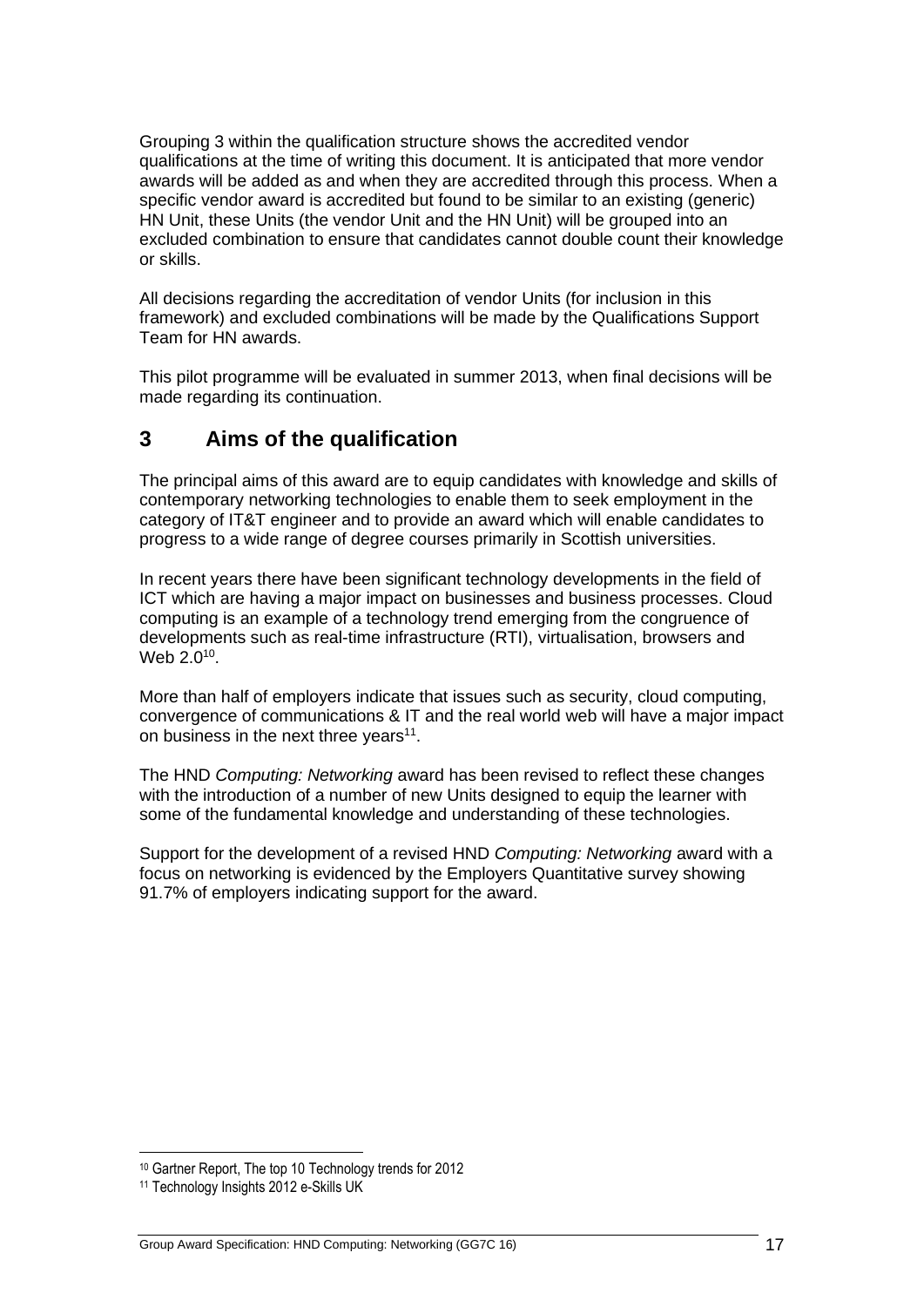Grouping 3 within the qualification structure shows the accredited vendor qualifications at the time of writing this document. It is anticipated that more vendor awards will be added as and when they are accredited through this process. When a specific vendor award is accredited but found to be similar to an existing (generic) HN Unit, these Units (the vendor Unit and the HN Unit) will be grouped into an excluded combination to ensure that candidates cannot double count their knowledge or skills.

All decisions regarding the accreditation of vendor Units (for inclusion in this framework) and excluded combinations will be made by the Qualifications Support Team for HN awards.

This pilot programme will be evaluated in summer 2013, when final decisions will be made regarding its continuation.

## 3 Aims of the qualification

The principal aims of this award are to equip candidates with knowledge and skills of contemporary networking technologies to enable them to seek employment in the category of IT&T engineer and to provide an award which will enable candidates to progress to a wide range of degree courses primarily in Scottish universities.

In recent years there have been significant technology developments in the field of ICT which are having a major impact on businesses and business processes. Cloud computing is an example of a technology trend emerging from the congruence of developments such as real-time infrastructure (RTI), virtualisation, browsers and Web 2.0[10].

More than half of employers indicate that issues such as security, cloud computing, convergence of communications & IT and the real world web will have a major impact on business in the next three years[11].

The HND *Computing: Networking* award has been revised to reflect these changes with the introduction of a number of new Units designed to equip the learner with some of the fundamental knowledge and understanding of these technologies.

Support for the development of a revised HND *Computing: Networking* award with a focus on networking is evidenced by the Employers Quantitative survey showing 91.7% of employers indicating support for the award.

---

[10] Gartner Report, The top 10 Technology trends for 2012

[11] Technology Insights 2012 e-Skills UK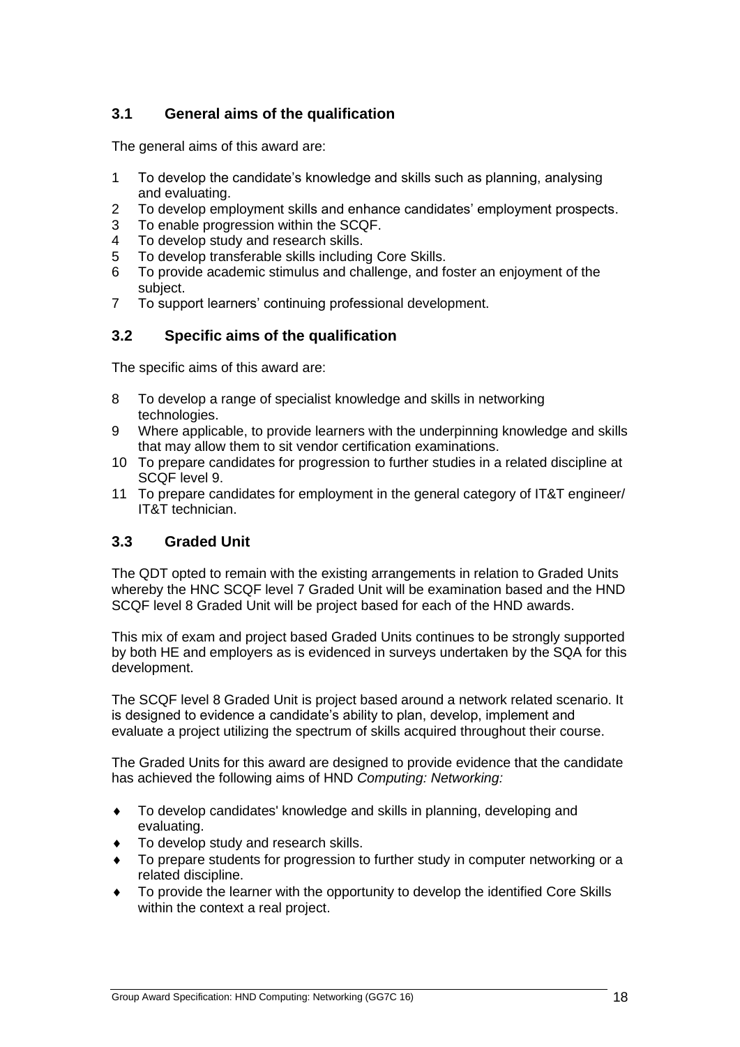### 3.1 General aims of the qualification

The general aims of this award are:

1. To develop the candidate's knowledge and skills such as planning, analysing and evaluating.
2. To develop employment skills and enhance candidates' employment prospects.
3. To enable progression within the SCQF.
4. To develop study and research skills.
5. To develop transferable skills including Core Skills.
6. To provide academic stimulus and challenge, and foster an enjoyment of the subject.
7. To support learners' continuing professional development.

### 3.2 Specific aims of the qualification

The specific aims of this award are:

8. To develop a range of specialist knowledge and skills in networking technologies.
9. Where applicable, to provide learners with the underpinning knowledge and skills that may allow them to sit vendor certification examinations.
10. To prepare candidates for progression to further studies in a related discipline at SCQF level 9.
11. To prepare candidates for employment in the general category of IT&T engineer/ IT&T technician.

### 3.3 Graded Unit

The QDT opted to remain with the existing arrangements in relation to Graded Units whereby the HNC SCQF level 7 Graded Unit will be examination based and the HND SCQF level 8 Graded Unit will be project based for each of the HND awards.

This mix of exam and project based Graded Units continues to be strongly supported by both HE and employers as is evidenced in surveys undertaken by the SQA for this development.

The SCQF level 8 Graded Unit is project based around a network related scenario. It is designed to evidence a candidate's ability to plan, develop, implement and evaluate a project utilizing the spectrum of skills acquired throughout their course.

The Graded Units for this award are designed to provide evidence that the candidate has achieved the following aims of HND *Computing: Networking:*

- To develop candidates' knowledge and skills in planning, developing and evaluating.
- To develop study and research skills.
- To prepare students for progression to further study in computer networking or a related discipline.
- To provide the learner with the opportunity to develop the identified Core Skills within the context a real project.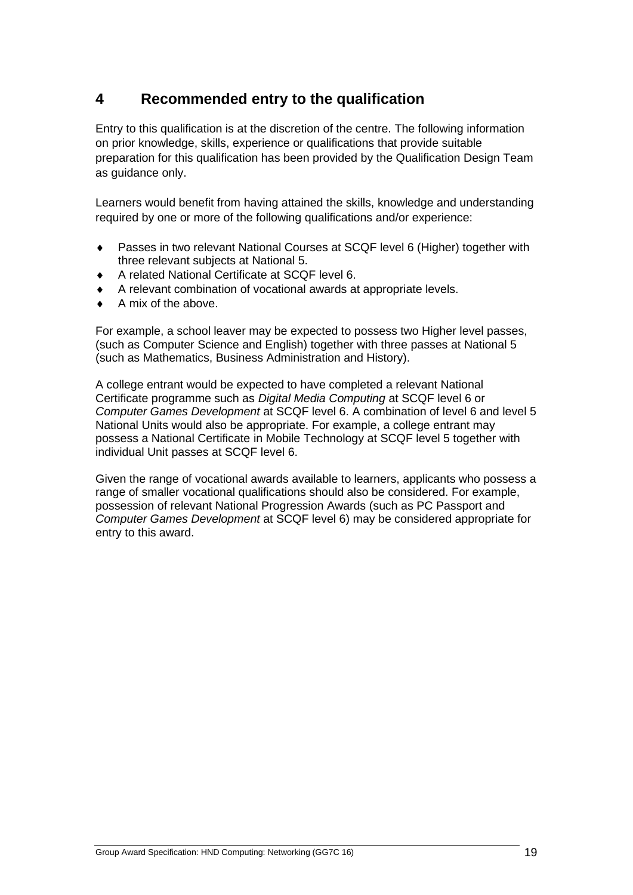## 4 Recommended entry to the qualification

Entry to this qualification is at the discretion of the centre. The following information on prior knowledge, skills, experience or qualifications that provide suitable preparation for this qualification has been provided by the Qualification Design Team as guidance only.

Learners would benefit from having attained the skills, knowledge and understanding required by one or more of the following qualifications and/or experience:

- Passes in two relevant National Courses at SCQF level 6 (Higher) together with three relevant subjects at National 5.
- A related National Certificate at SCQF level 6.
- A relevant combination of vocational awards at appropriate levels.
- A mix of the above.

For example, a school leaver may be expected to possess two Higher level passes, (such as Computer Science and English) together with three passes at National 5 (such as Mathematics, Business Administration and History).

A college entrant would be expected to have completed a relevant National Certificate programme such as *Digital Media Computing* at SCQF level 6 or *Computer Games Development* at SCQF level 6. A combination of level 6 and level 5 National Units would also be appropriate. For example, a college entrant may possess a National Certificate in Mobile Technology at SCQF level 5 together with individual Unit passes at SCQF level 6.

Given the range of vocational awards available to learners, applicants who possess a range of smaller vocational qualifications should also be considered. For example, possession of relevant National Progression Awards (such as PC Passport and *Computer Games Development* at SCQF level 6) may be considered appropriate for entry to this award.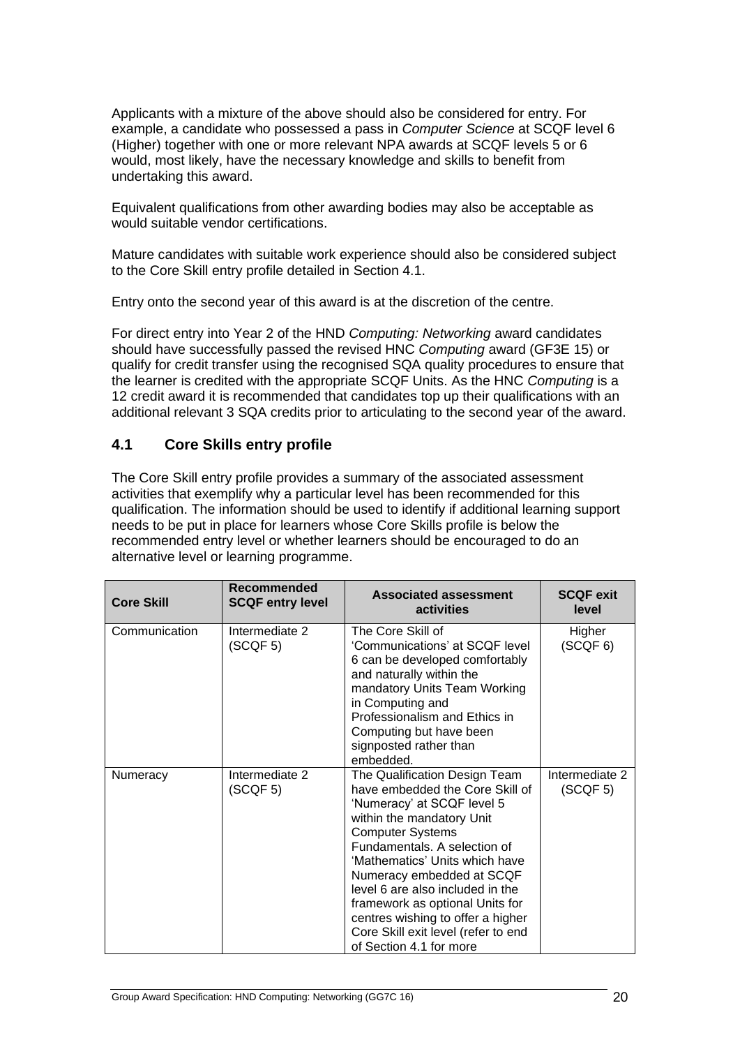Applicants with a mixture of the above should also be considered for entry. For example, a candidate who possessed a pass in *Computer Science* at SCQF level 6 (Higher) together with one or more relevant NPA awards at SCQF levels 5 or 6 would, most likely, have the necessary knowledge and skills to benefit from undertaking this award.

Equivalent qualifications from other awarding bodies may also be acceptable as would suitable vendor certifications.

Mature candidates with suitable work experience should also be considered subject to the Core Skill entry profile detailed in Section 4.1.

Entry onto the second year of this award is at the discretion of the centre.

For direct entry into Year 2 of the HND *Computing: Networking* award candidates should have successfully passed the revised HNC *Computing* award (GF3E 15) or qualify for credit transfer using the recognised SQA quality procedures to ensure that the learner is credited with the appropriate SCQF Units. As the HNC *Computing* is a 12 credit award it is recommended that candidates top up their qualifications with an additional relevant 3 SQA credits prior to articulating to the second year of the award.

## 4.1 Core Skills entry profile

The Core Skill entry profile provides a summary of the associated assessment activities that exemplify why a particular level has been recommended for this qualification. The information should be used to identify if additional learning support needs to be put in place for learners whose Core Skills profile is below the recommended entry level or whether learners should be encouraged to do an alternative level or learning programme.

| Core Skill | Recommended SCQF entry level | Associated assessment activities | SCQF exit level |
|---|---|---|---|
| Communication | Intermediate 2 (SCQF 5) | The Core Skill of 'Communications' at SCQF level 6 can be developed comfortably and naturally within the mandatory Units Team Working in Computing and Professionalism and Ethics in Computing but have been signposted rather than embedded. | Higher (SCQF 6) |
| Numeracy | Intermediate 2 (SCQF 5) | The Qualification Design Team have embedded the Core Skill of 'Numeracy' at SCQF level 5 within the mandatory Unit Computer Systems Fundamentals. A selection of 'Mathematics' Units which have Numeracy embedded at SCQF level 6 are also included in the framework as optional Units for centres wishing to offer a higher Core Skill exit level (refer to end of Section 4.1 for more | Intermediate 2 (SCQF 5) |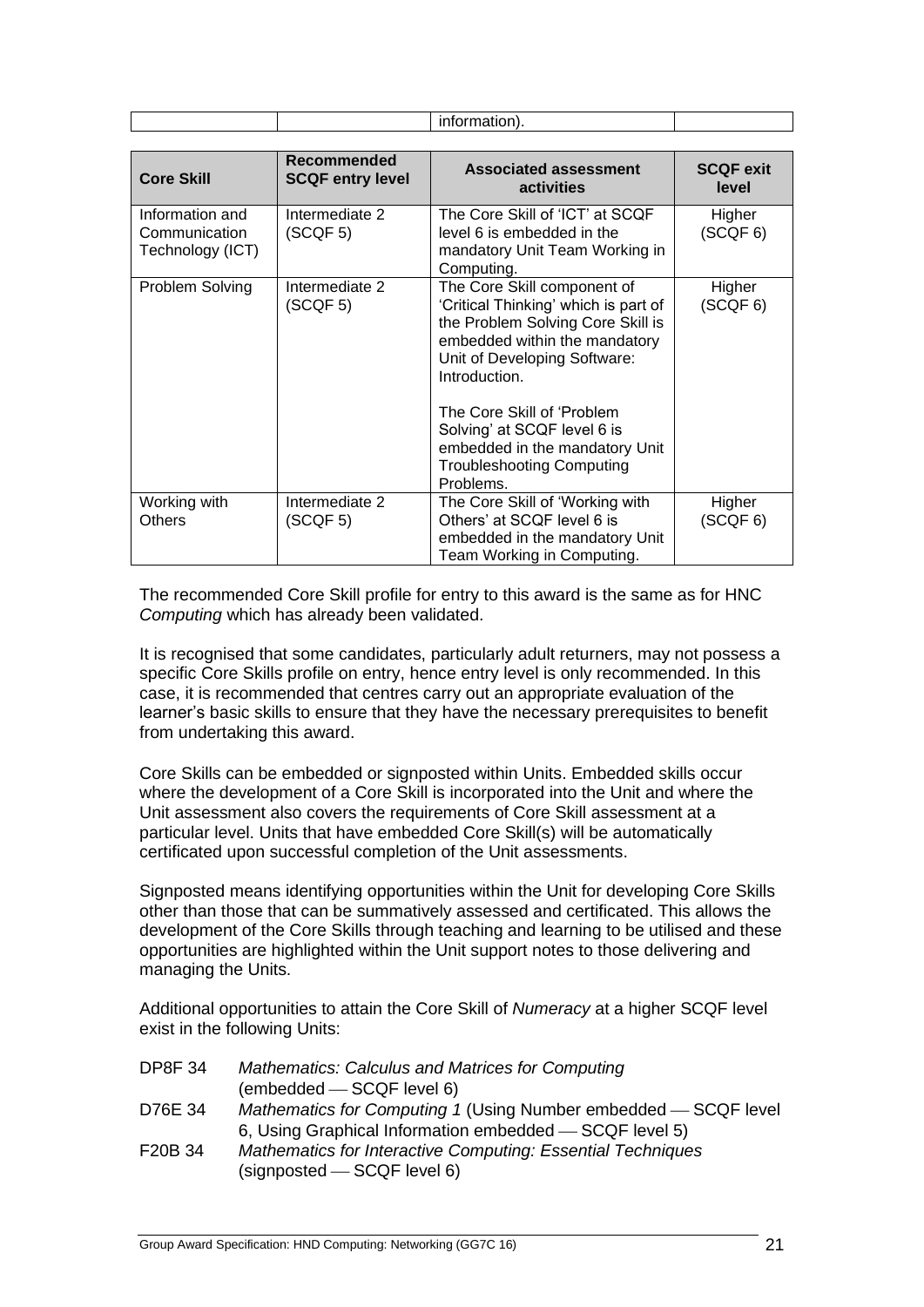| | | information). | |
|---|---|---|---|

| Core Skill | Recommended SCQF entry level | Associated assessment activities | SCQF exit level |
|---|---|---|---|
| Information and Communication Technology (ICT) | Intermediate 2 (SCQF 5) | The Core Skill of 'ICT' at SCQF level 6 is embedded in the mandatory Unit Team Working in Computing. | Higher (SCQF 6) |
| Problem Solving | Intermediate 2 (SCQF 5) | The Core Skill component of 'Critical Thinking' which is part of the Problem Solving Core Skill is embedded within the mandatory Unit of Developing Software: Introduction.<br><br>The Core Skill of 'Problem Solving' at SCQF level 6 is embedded in the mandatory Unit Troubleshooting Computing Problems. | Higher (SCQF 6) |
| Working with Others | Intermediate 2 (SCQF 5) | The Core Skill of 'Working with Others' at SCQF level 6 is embedded in the mandatory Unit Team Working in Computing. | Higher (SCQF 6) |

The recommended Core Skill profile for entry to this award is the same as for HNC *Computing* which has already been validated.

It is recognised that some candidates, particularly adult returners, may not possess a specific Core Skills profile on entry, hence entry level is only recommended. In this case, it is recommended that centres carry out an appropriate evaluation of the learner's basic skills to ensure that they have the necessary prerequisites to benefit from undertaking this award.

Core Skills can be embedded or signposted within Units. Embedded skills occur where the development of a Core Skill is incorporated into the Unit and where the Unit assessment also covers the requirements of Core Skill assessment at a particular level. Units that have embedded Core Skill(s) will be automatically certificated upon successful completion of the Unit assessments.

Signposted means identifying opportunities within the Unit for developing Core Skills other than those that can be summatively assessed and certificated. This allows the development of the Core Skills through teaching and learning to be utilised and these opportunities are highlighted within the Unit support notes to those delivering and managing the Units.

Additional opportunities to attain the Core Skill of *Numeracy* at a higher SCQF level exist in the following Units:

| | |
|---|---|
| DP8F 34 | *Mathematics: Calculus and Matrices for Computing* (embedded — SCQF level 6) |
| D76E 34 | *Mathematics for Computing 1* (Using Number embedded — SCQF level 6, Using Graphical Information embedded — SCQF level 5) |
| F20B 34 | *Mathematics for Interactive Computing: Essential Techniques* (signposted — SCQF level 6) |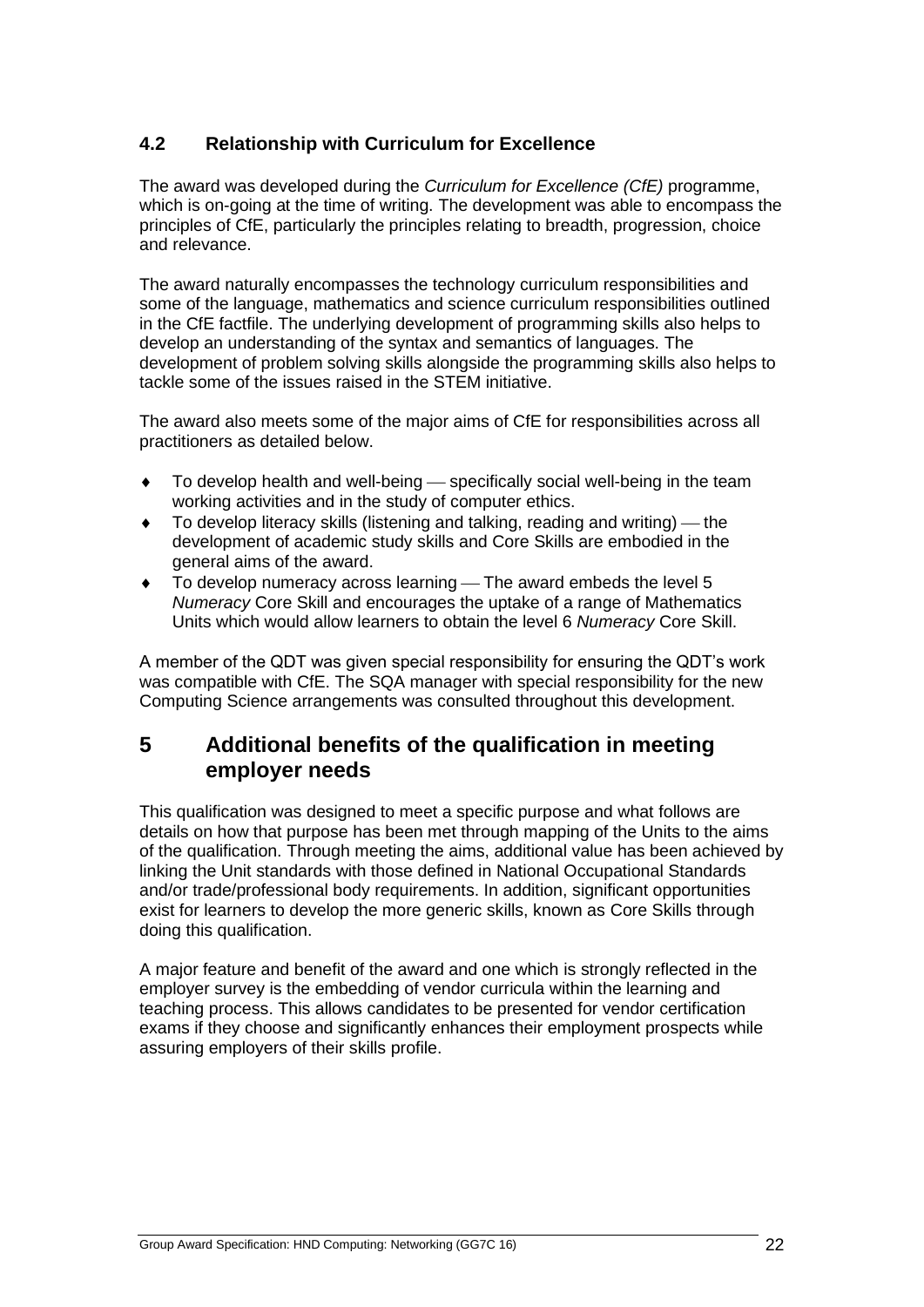### 4.2 Relationship with Curriculum for Excellence

The award was developed during the *Curriculum for Excellence (CfE)* programme, which is on-going at the time of writing. The development was able to encompass the principles of CfE, particularly the principles relating to breadth, progression, choice and relevance.

The award naturally encompasses the technology curriculum responsibilities and some of the language, mathematics and science curriculum responsibilities outlined in the CfE factfile. The underlying development of programming skills also helps to develop an understanding of the syntax and semantics of languages. The development of problem solving skills alongside the programming skills also helps to tackle some of the issues raised in the STEM initiative.

The award also meets some of the major aims of CfE for responsibilities across all practitioners as detailed below.

- To develop health and well-being — specifically social well-being in the team working activities and in the study of computer ethics.
- To develop literacy skills (listening and talking, reading and writing) — the development of academic study skills and Core Skills are embodied in the general aims of the award.
- To develop numeracy across learning — The award embeds the level 5 *Numeracy* Core Skill and encourages the uptake of a range of Mathematics Units which would allow learners to obtain the level 6 *Numeracy* Core Skill.

A member of the QDT was given special responsibility for ensuring the QDT's work was compatible with CfE. The SQA manager with special responsibility for the new Computing Science arrangements was consulted throughout this development.

## 5 Additional benefits of the qualification in meeting employer needs

This qualification was designed to meet a specific purpose and what follows are details on how that purpose has been met through mapping of the Units to the aims of the qualification. Through meeting the aims, additional value has been achieved by linking the Unit standards with those defined in National Occupational Standards and/or trade/professional body requirements. In addition, significant opportunities exist for learners to develop the more generic skills, known as Core Skills through doing this qualification.

A major feature and benefit of the award and one which is strongly reflected in the employer survey is the embedding of vendor curricula within the learning and teaching process. This allows candidates to be presented for vendor certification exams if they choose and significantly enhances their employment prospects while assuring employers of their skills profile.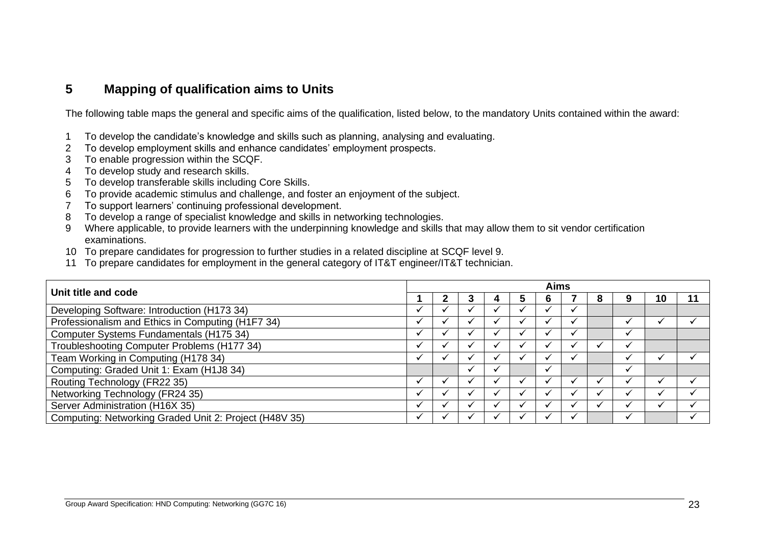## 5 Mapping of qualification aims to Units

The following table maps the general and specific aims of the qualification, listed below, to the mandatory Units contained within the award:

1. To develop the candidate's knowledge and skills such as planning, analysing and evaluating.
2. To develop employment skills and enhance candidates' employment prospects.
3. To enable progression within the SCQF.
4. To develop study and research skills.
5. To develop transferable skills including Core Skills.
6. To provide academic stimulus and challenge, and foster an enjoyment of the subject.
7. To support learners' continuing professional development.
8. To develop a range of specialist knowledge and skills in networking technologies.
9. Where applicable, to provide learners with the underpinning knowledge and skills that may allow them to sit vendor certification examinations.
10. To prepare candidates for progression to further studies in a related discipline at SCQF level 9.
11. To prepare candidates for employment in the general category of IT&T engineer/IT&T technician.

| Unit title and code | Aims | | | | | | | | | | |
|---|---|---|---|---|---|---|---|---|---|---|---|
| | 1 | 2 | 3 | 4 | 5 | 6 | 7 | 8 | 9 | 10 | 11 |
| Developing Software: Introduction (H173 34) | ✓ | ✓ | ✓ | ✓ | ✓ | ✓ | ✓ | | | | |
| Professionalism and Ethics in Computing (H1F7 34) | ✓ | ✓ | ✓ | ✓ | ✓ | ✓ | ✓ | | ✓ | ✓ | ✓ |
| Computer Systems Fundamentals (H175 34) | ✓ | ✓ | ✓ | ✓ | ✓ | ✓ | ✓ | | ✓ | | |
| Troubleshooting Computer Problems (H177 34) | ✓ | ✓ | ✓ | ✓ | ✓ | ✓ | ✓ | ✓ | ✓ | | |
| Team Working in Computing (H178 34) | ✓ | ✓ | ✓ | ✓ | ✓ | ✓ | ✓ | ✓ | ✓ | ✓ | ✓ |
| Computing: Graded Unit 1: Exam (H1J8 34) | | | ✓ | ✓ | | ✓ | | | ✓ | | |
| Routing Technology (FR22 35) | ✓ | ✓ | ✓ | ✓ | ✓ | ✓ | ✓ | ✓ | ✓ | ✓ | ✓ |
| Networking Technology (FR24 35) | ✓ | ✓ | ✓ | ✓ | ✓ | ✓ | ✓ | ✓ | ✓ | ✓ | ✓ |
| Server Administration (H16X 35) | ✓ | ✓ | ✓ | ✓ | ✓ | ✓ | ✓ | ✓ | ✓ | ✓ | ✓ |
| Computing: Networking Graded Unit 2: Project (H48V 35) | ✓ | ✓ | ✓ | ✓ | ✓ | ✓ | ✓ | | ✓ | | ✓ |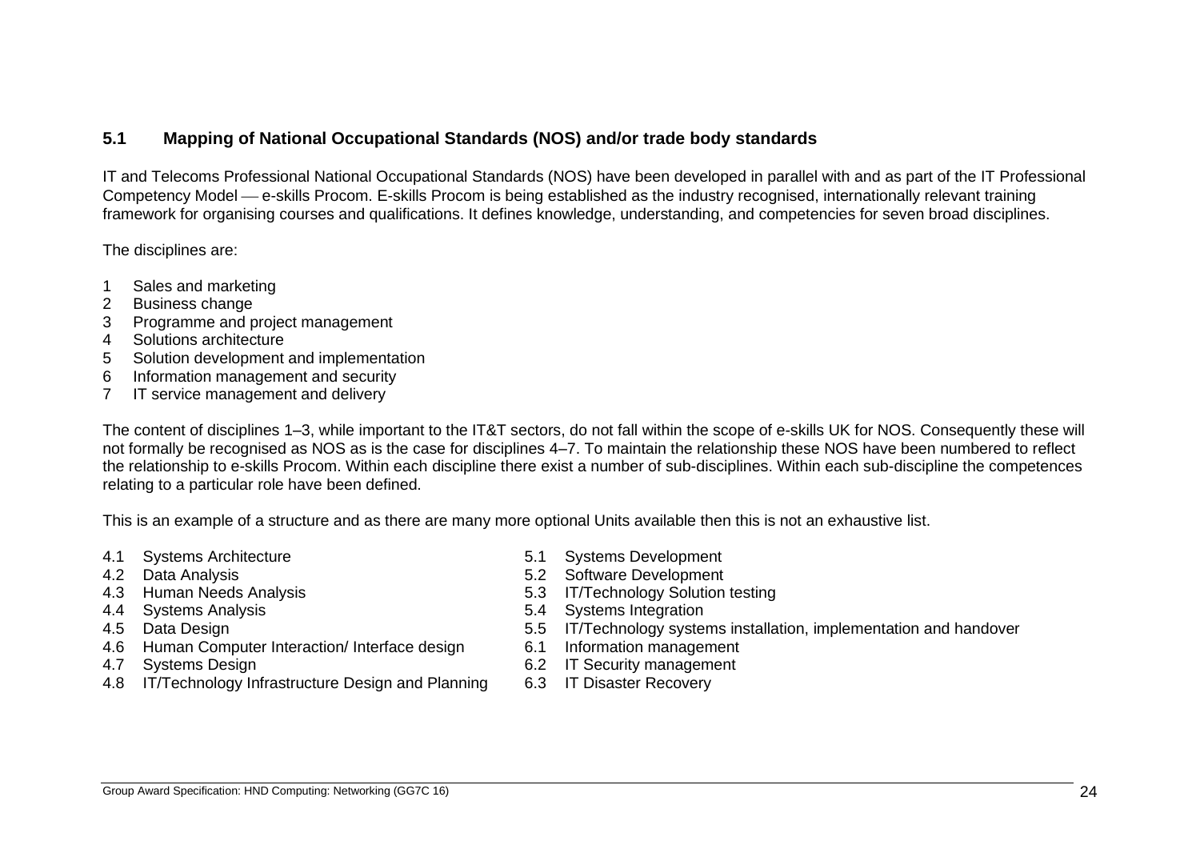## 5.1 Mapping of National Occupational Standards (NOS) and/or trade body standards

IT and Telecoms Professional National Occupational Standards (NOS) have been developed in parallel with and as part of the IT Professional Competency Model — e-skills Procom. E-skills Procom is being established as the industry recognised, internationally relevant training framework for organising courses and qualifications. It defines knowledge, understanding, and competencies for seven broad disciplines.

The disciplines are:

1 Sales and marketing
2 Business change
3 Programme and project management
4 Solutions architecture
5 Solution development and implementation
6 Information management and security
7 IT service management and delivery

The content of disciplines 1–3, while important to the IT&T sectors, do not fall within the scope of e-skills UK for NOS. Consequently these will not formally be recognised as NOS as is the case for disciplines 4–7. To maintain the relationship these NOS have been numbered to reflect the relationship to e-skills Procom. Within each discipline there exist a number of sub-disciplines. Within each sub-discipline the competences relating to a particular role have been defined.

This is an example of a structure and as there are many more optional Units available then this is not an exhaustive list.

4.1 Systems Architecture
4.2 Data Analysis
4.3 Human Needs Analysis
4.4 Systems Analysis
4.5 Data Design
4.6 Human Computer Interaction/ Interface design
4.7 Systems Design
4.8 IT/Technology Infrastructure Design and Planning
5.1 Systems Development
5.2 Software Development
5.3 IT/Technology Solution testing
5.4 Systems Integration
5.5 IT/Technology systems installation, implementation and handover
6.1 Information management
6.2 IT Security management
6.3 IT Disaster Recovery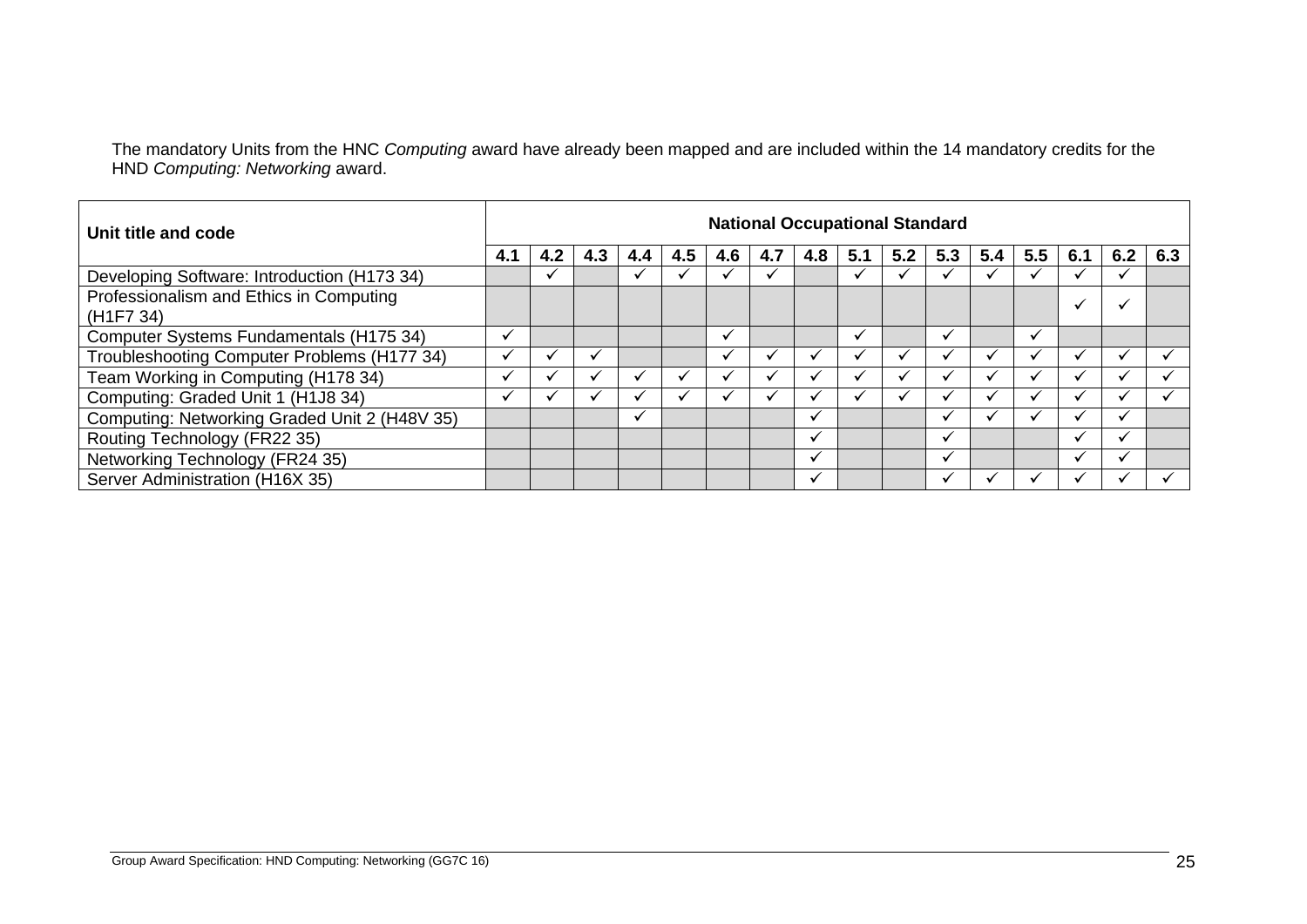The mandatory Units from the HNC *Computing* award have already been mapped and are included within the 14 mandatory credits for the HND *Computing: Networking* award.

| Unit title and code | National Occupational Standard | | | | | | | | | | | | | | | |
|---|---|---|---|---|---|---|---|---|---|---|---|---|---|---|---|---|
| | 4.1 | 4.2 | 4.3 | 4.4 | 4.5 | 4.6 | 4.7 | 4.8 | 5.1 | 5.2 | 5.3 | 5.4 | 5.5 | 6.1 | 6.2 | 6.3 |
| Developing Software: Introduction (H173 34) | | ✓ | | ✓ | ✓ | ✓ | ✓ | | ✓ | ✓ | ✓ | ✓ | ✓ | ✓ | ✓ | |
| Professionalism and Ethics in Computing (H1F7 34) | | | | | | | | | | | | | | ✓ | ✓ | |
| Computer Systems Fundamentals (H175 34) | ✓ | | | | | ✓ | | | ✓ | | ✓ | | ✓ | | | |
| Troubleshooting Computer Problems (H177 34) | ✓ | ✓ | ✓ | | | ✓ | ✓ | ✓ | ✓ | ✓ | ✓ | ✓ | ✓ | ✓ | ✓ | ✓ |
| Team Working in Computing (H178 34) | ✓ | ✓ | ✓ | ✓ | ✓ | ✓ | ✓ | ✓ | ✓ | ✓ | ✓ | ✓ | ✓ | ✓ | ✓ | ✓ |
| Computing: Graded Unit 1 (H1J8 34) | ✓ | ✓ | ✓ | ✓ | ✓ | ✓ | ✓ | ✓ | ✓ | ✓ | ✓ | ✓ | ✓ | ✓ | ✓ | ✓ |
| Computing: Networking Graded Unit 2 (H48V 35) | | | | ✓ | | | | ✓ | | | ✓ | ✓ | ✓ | ✓ | ✓ | |
| Routing Technology (FR22 35) | | | | | | | | ✓ | | | ✓ | | | ✓ | ✓ | |
| Networking Technology (FR24 35) | | | | | | | | ✓ | | | ✓ | | | ✓ | ✓ | |
| Server Administration (H16X 35) | | | | | | | | ✓ | | | ✓ | ✓ | ✓ | ✓ | ✓ | ✓ |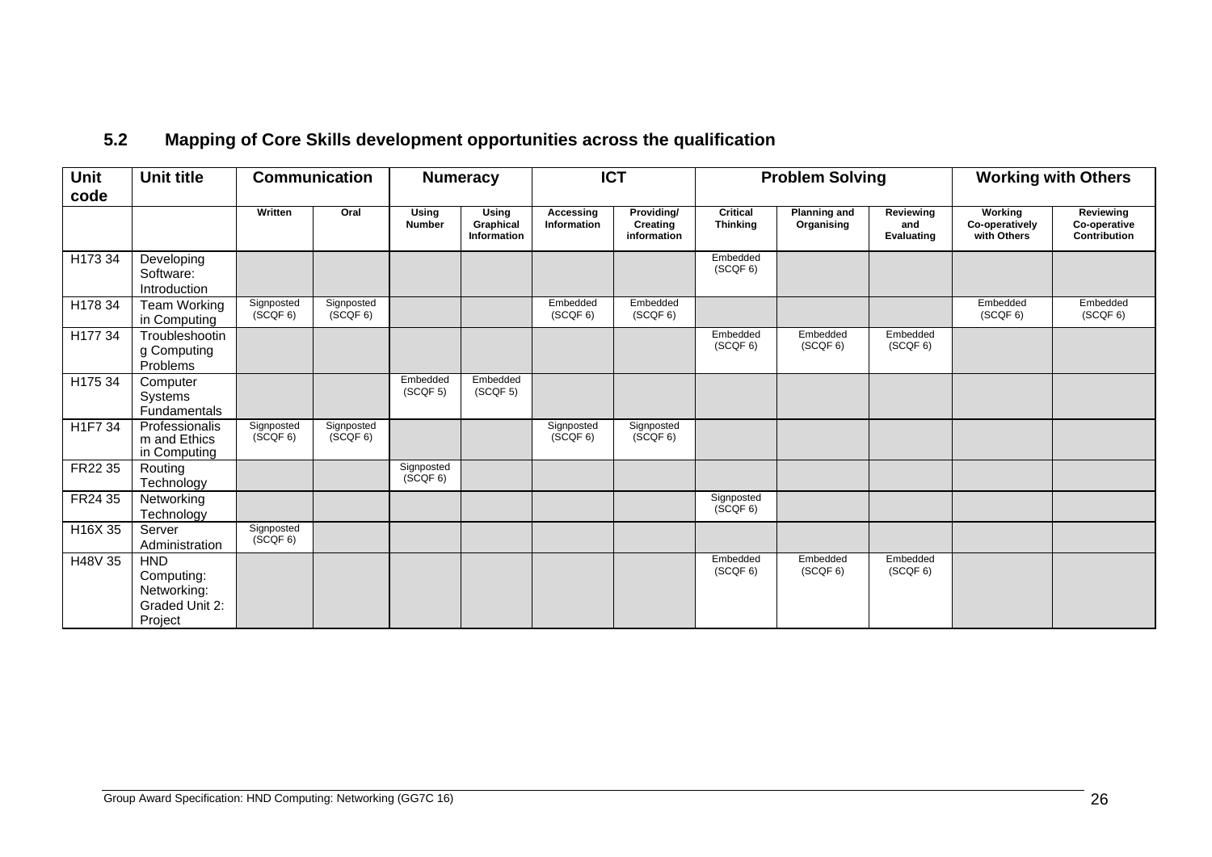## 5.2 Mapping of Core Skills development opportunities across the qualification

| Unit code | Unit title | Communication | | Numeracy | | ICT | | Problem Solving | | | Working with Others | |
|---|---|---|---|---|---|---|---|---|---|---|---|---|
| | | Written | Oral | Using Number | Using Graphical Information | Accessing Information | Providing/ Creating information | Critical Thinking | Planning and Organising | Reviewing and Evaluating | Working Co-operatively with Others | Reviewing Co-operative Contribution |
| H173 34 | Developing Software: Introduction | | | | | | | Embedded (SCQF 6) | | | | |
| H178 34 | Team Working in Computing | Signposted (SCQF 6) | Signposted (SCQF 6) | | | Embedded (SCQF 6) | Embedded (SCQF 6) | | | | Embedded (SCQF 6) | Embedded (SCQF 6) |
| H177 34 | Troubleshooting Computing Problems | | | | | | | Embedded (SCQF 6) | Embedded (SCQF 6) | Embedded (SCQF 6) | | |
| H175 34 | Computer Systems Fundamentals | | | Embedded (SCQF 5) | Embedded (SCQF 5) | | | | | | | |
| H1F7 34 | Professionalism and Ethics in Computing | Signposted (SCQF 6) | Signposted (SCQF 6) | | | Signposted (SCQF 6) | Signposted (SCQF 6) | | | | | |
| FR22 35 | Routing Technology | | | Signposted (SCQF 6) | | | | | | | | |
| FR24 35 | Networking Technology | | | | | | | Signposted (SCQF 6) | | | | |
| H16X 35 | Server Administration | Signposted (SCQF 6) | | | | | | | | | | |
| H48V 35 | HND Computing: Networking: Graded Unit 2: Project | | | | | | | Embedded (SCQF 6) | Embedded (SCQF 6) | Embedded (SCQF 6) | | |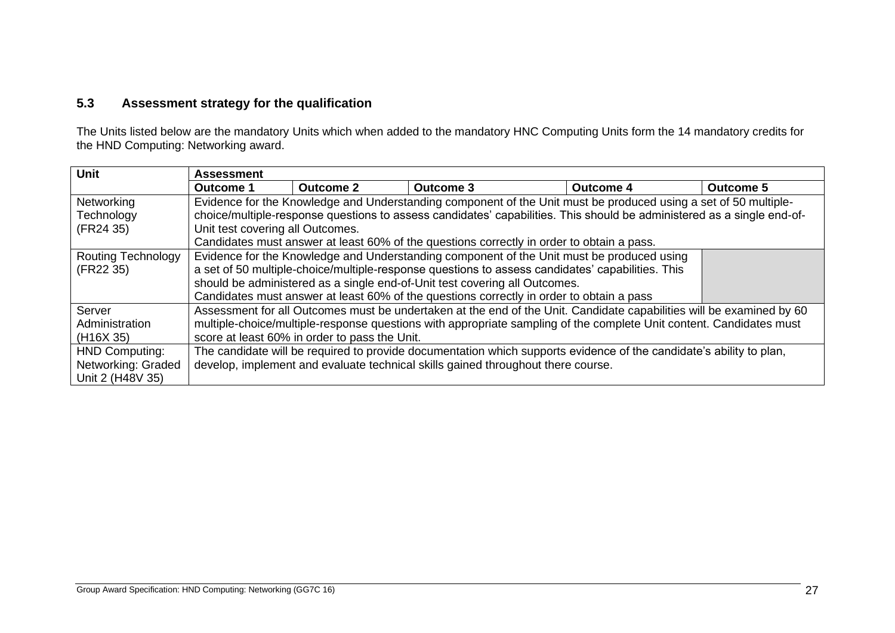### 5.3 Assessment strategy for the qualification

The Units listed below are the mandatory Units which when added to the mandatory HNC Computing Units form the 14 mandatory credits for the HND Computing: Networking award.

| Unit | Assessment | | | | |
|---|---|---|---|---|---|
| | **Outcome 1** | **Outcome 2** | **Outcome 3** | **Outcome 4** | **Outcome 5** |
| Networking Technology (FR24 35) | Evidence for the Knowledge and Understanding component of the Unit must be produced using a set of 50 multiple-choice/multiple-response questions to assess candidates' capabilities. This should be administered as a single end-of-Unit test covering all Outcomes. Candidates must answer at least 60% of the questions correctly in order to obtain a pass. | | | | |
| Routing Technology (FR22 35) | Evidence for the Knowledge and Understanding component of the Unit must be produced using a set of 50 multiple-choice/multiple-response questions to assess candidates' capabilities. This should be administered as a single end-of-Unit test covering all Outcomes. Candidates must answer at least 60% of the questions correctly in order to obtain a pass | | | | |
| Server Administration (H16X 35) | Assessment for all Outcomes must be undertaken at the end of the Unit. Candidate capabilities will be examined by 60 multiple-choice/multiple-response questions with appropriate sampling of the complete Unit content. Candidates must score at least 60% in order to pass the Unit. | | | | |
| HND Computing: Networking: Graded Unit 2 (H48V 35) | The candidate will be required to provide documentation which supports evidence of the candidate's ability to plan, develop, implement and evaluate technical skills gained throughout there course. | | | | |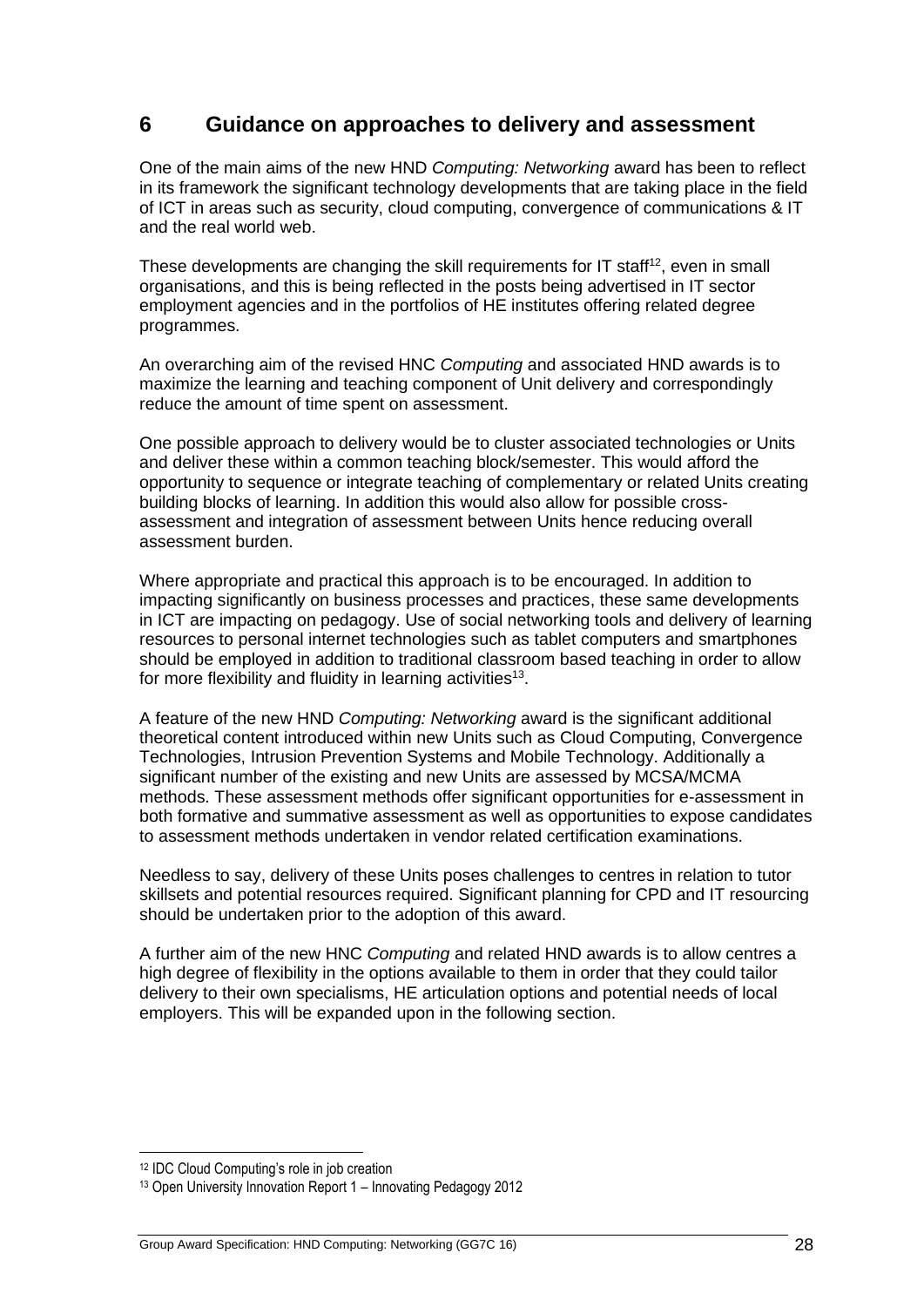## 6 Guidance on approaches to delivery and assessment

One of the main aims of the new HND *Computing: Networking* award has been to reflect in its framework the significant technology developments that are taking place in the field of ICT in areas such as security, cloud computing, convergence of communications & IT and the real world web.

These developments are changing the skill requirements for IT staff[12], even in small organisations, and this is being reflected in the posts being advertised in IT sector employment agencies and in the portfolios of HE institutes offering related degree programmes.

An overarching aim of the revised HNC *Computing* and associated HND awards is to maximize the learning and teaching component of Unit delivery and correspondingly reduce the amount of time spent on assessment.

One possible approach to delivery would be to cluster associated technologies or Units and deliver these within a common teaching block/semester. This would afford the opportunity to sequence or integrate teaching of complementary or related Units creating building blocks of learning. In addition this would also allow for possible cross-assessment and integration of assessment between Units hence reducing overall assessment burden.

Where appropriate and practical this approach is to be encouraged. In addition to impacting significantly on business processes and practices, these same developments in ICT are impacting on pedagogy. Use of social networking tools and delivery of learning resources to personal internet technologies such as tablet computers and smartphones should be employed in addition to traditional classroom based teaching in order to allow for more flexibility and fluidity in learning activities[13].

A feature of the new HND *Computing: Networking* award is the significant additional theoretical content introduced within new Units such as Cloud Computing, Convergence Technologies, Intrusion Prevention Systems and Mobile Technology. Additionally a significant number of the existing and new Units are assessed by MCSA/MCMA methods. These assessment methods offer significant opportunities for e-assessment in both formative and summative assessment as well as opportunities to expose candidates to assessment methods undertaken in vendor related certification examinations.

Needless to say, delivery of these Units poses challenges to centres in relation to tutor skillsets and potential resources required. Significant planning for CPD and IT resourcing should be undertaken prior to the adoption of this award.

A further aim of the new HNC *Computing* and related HND awards is to allow centres a high degree of flexibility in the options available to them in order that they could tailor delivery to their own specialisms, HE articulation options and potential needs of local employers. This will be expanded upon in the following section.

---

[12] IDC Cloud Computing's role in job creation

[13] Open University Innovation Report 1 – Innovating Pedagogy 2012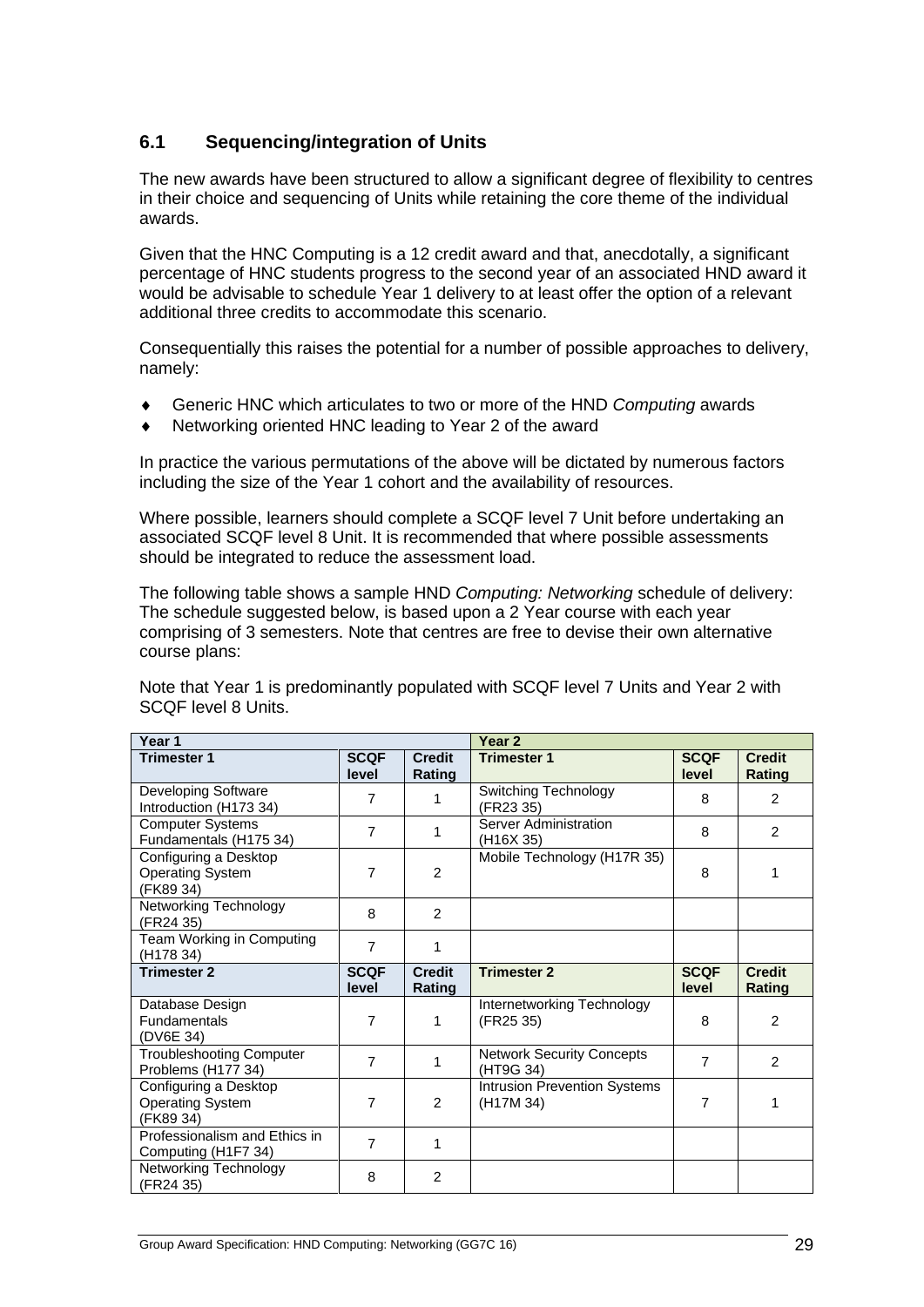### 6.1 Sequencing/integration of Units

The new awards have been structured to allow a significant degree of flexibility to centres in their choice and sequencing of Units while retaining the core theme of the individual awards.

Given that the HNC Computing is a 12 credit award and that, anecdotally, a significant percentage of HNC students progress to the second year of an associated HND award it would be advisable to schedule Year 1 delivery to at least offer the option of a relevant additional three credits to accommodate this scenario.

Consequentially this raises the potential for a number of possible approaches to delivery, namely:

- Generic HNC which articulates to two or more of the HND *Computing* awards
- Networking oriented HNC leading to Year 2 of the award

In practice the various permutations of the above will be dictated by numerous factors including the size of the Year 1 cohort and the availability of resources.

Where possible, learners should complete a SCQF level 7 Unit before undertaking an associated SCQF level 8 Unit. It is recommended that where possible assessments should be integrated to reduce the assessment load.

The following table shows a sample HND *Computing: Networking* schedule of delivery: The schedule suggested below, is based upon a 2 Year course with each year comprising of 3 semesters. Note that centres are free to devise their own alternative course plans:

Note that Year 1 is predominantly populated with SCQF level 7 Units and Year 2 with SCQF level 8 Units.

| Year 1 | | | Year 2 | | |
|---|---|---|---|---|---|
| **Trimester 1** | **SCQF level** | **Credit Rating** | **Trimester 1** | **SCQF level** | **Credit Rating** |
| Developing Software Introduction (H173 34) | 7 | 1 | Switching Technology (FR23 35) | 8 | 2 |
| Computer Systems Fundamentals (H175 34) | 7 | 1 | Server Administration (H16X 35) | 8 | 2 |
| Configuring a Desktop Operating System (FK89 34) | 7 | 2 | Mobile Technology (H17R 35) | 8 | 1 |
| Networking Technology (FR24 35) | 8 | 2 | | | |
| Team Working in Computing (H178 34) | 7 | 1 | | | |
| **Trimester 2** | **SCQF level** | **Credit Rating** | **Trimester 2** | **SCQF level** | **Credit Rating** |
| Database Design Fundamentals (DV6E 34) | 7 | 1 | Internetworking Technology (FR25 35) | 8 | 2 |
| Troubleshooting Computer Problems (H177 34) | 7 | 1 | Network Security Concepts (HT9G 34) | 7 | 2 |
| Configuring a Desktop Operating System (FK89 34) | 7 | 2 | Intrusion Prevention Systems (H17M 34) | 7 | 1 |
| Professionalism and Ethics in Computing (H1F7 34) | 7 | 1 | | | |
| Networking Technology (FR24 35) | 8 | 2 | | | |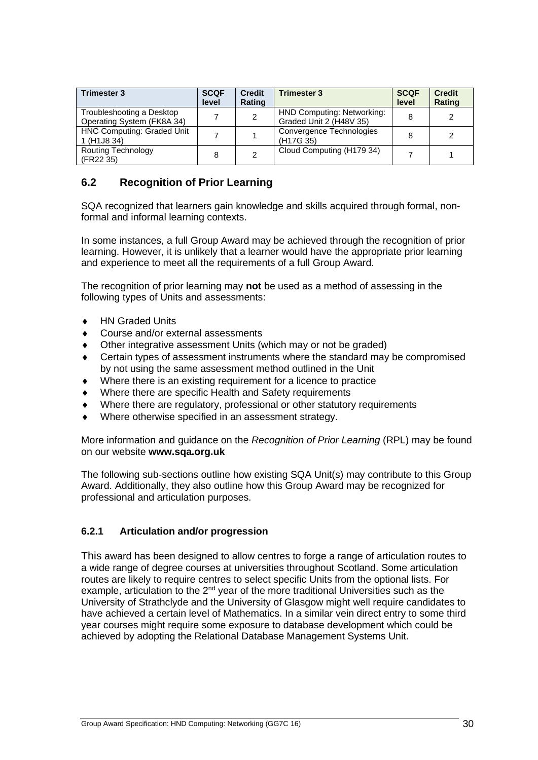| Trimester 3 | SCQF level | Credit Rating | Trimester 3 | SCQF level | Credit Rating |
|---|---|---|---|---|---|
| Troubleshooting a Desktop Operating System (FK8A 34) | 7 | 2 | HND Computing: Networking: Graded Unit 2 (H48V 35) | 8 | 2 |
| HNC Computing: Graded Unit 1 (H1J8 34) | 7 | 1 | Convergence Technologies (H17G 35) | 8 | 2 |
| Routing Technology (FR22 35) | 8 | 2 | Cloud Computing (H179 34) | 7 | 1 |

## 6.2 Recognition of Prior Learning

SQA recognized that learners gain knowledge and skills acquired through formal, non-formal and informal learning contexts.

In some instances, a full Group Award may be achieved through the recognition of prior learning. However, it is unlikely that a learner would have the appropriate prior learning and experience to meet all the requirements of a full Group Award.

The recognition of prior learning may **not** be used as a method of assessing in the following types of Units and assessments:

- HN Graded Units
- Course and/or external assessments
- Other integrative assessment Units (which may or not be graded)
- Certain types of assessment instruments where the standard may be compromised by not using the same assessment method outlined in the Unit
- Where there is an existing requirement for a licence to practice
- Where there are specific Health and Safety requirements
- Where there are regulatory, professional or other statutory requirements
- Where otherwise specified in an assessment strategy.

More information and guidance on the *Recognition of Prior Learning* (RPL) may be found on our website **www.sqa.org.uk**

The following sub-sections outline how existing SQA Unit(s) may contribute to this Group Award. Additionally, they also outline how this Group Award may be recognized for professional and articulation purposes.

### 6.2.1 Articulation and/or progression

This award has been designed to allow centres to forge a range of articulation routes to a wide range of degree courses at universities throughout Scotland. Some articulation routes are likely to require centres to select specific Units from the optional lists. For example, articulation to the 2nd year of the more traditional Universities such as the University of Strathclyde and the University of Glasgow might well require candidates to have achieved a certain level of Mathematics. In a similar vein direct entry to some third year courses might require some exposure to database development which could be achieved by adopting the Relational Database Management Systems Unit.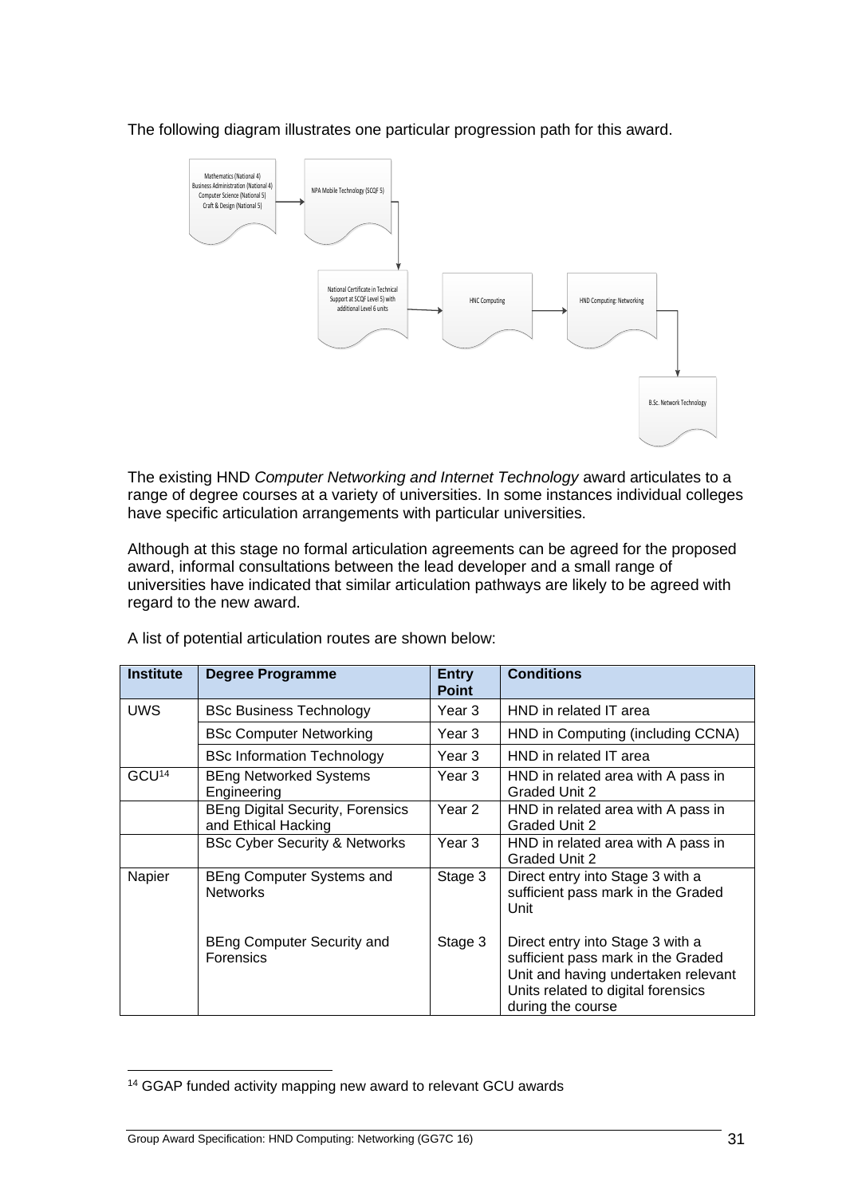The following diagram illustrates one particular progression path for this award.

Mathematics (National 4)
Business Administration (National 4)
Computer Science (National 5)
Craft & Design (National 5)

NPA Mobile Technology (SCQF 5)

National Certificate in Technical Support at SCQF Level 5) with additional Level 6 units

HNC Computing

HND Computing: Networking

B.Sc. Network Technology

The existing HND *Computer Networking and Internet Technology* award articulates to a range of degree courses at a variety of universities. In some instances individual colleges have specific articulation arrangements with particular universities.

Although at this stage no formal articulation agreements can be agreed for the proposed award, informal consultations between the lead developer and a small range of universities have indicated that similar articulation pathways are likely to be agreed with regard to the new award.

A list of potential articulation routes are shown below:

| Institute | Degree Programme | Entry Point | Conditions |
|---|---|---|---|
| UWS | BSc Business Technology | Year 3 | HND in related IT area |
| | BSc Computer Networking | Year 3 | HND in Computing (including CCNA) |
| | BSc Information Technology | Year 3 | HND in related IT area |
| GCU[14] | BEng Networked Systems Engineering | Year 3 | HND in related area with A pass in Graded Unit 2 |
| | BEng Digital Security, Forensics and Ethical Hacking | Year 2 | HND in related area with A pass in Graded Unit 2 |
| | BSc Cyber Security & Networks | Year 3 | HND in related area with A pass in Graded Unit 2 |
| Napier | BEng Computer Systems and Networks | Stage 3 | Direct entry into Stage 3 with a sufficient pass mark in the Graded Unit |
| | BEng Computer Security and Forensics | Stage 3 | Direct entry into Stage 3 with a sufficient pass mark in the Graded Unit and having undertaken relevant Units related to digital forensics during the course |

[14] GGAP funded activity mapping new award to relevant GCU awards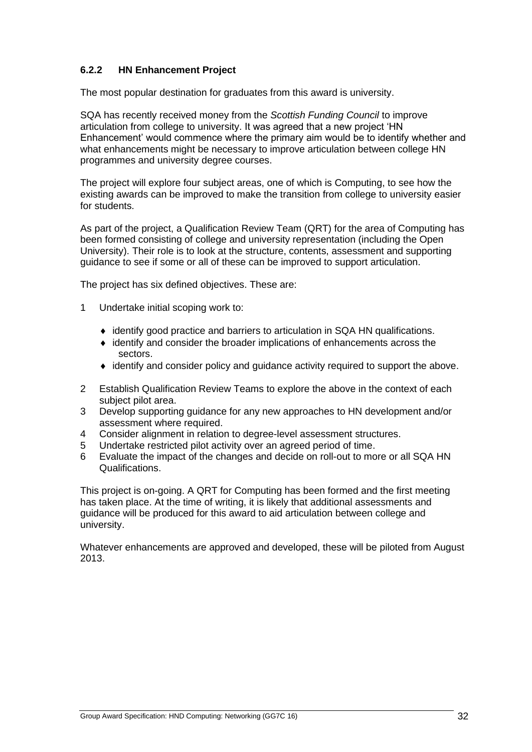### 6.2.2 HN Enhancement Project

The most popular destination for graduates from this award is university.

SQA has recently received money from the *Scottish Funding Council* to improve articulation from college to university. It was agreed that a new project 'HN Enhancement' would commence where the primary aim would be to identify whether and what enhancements might be necessary to improve articulation between college HN programmes and university degree courses.

The project will explore four subject areas, one of which is Computing, to see how the existing awards can be improved to make the transition from college to university easier for students.

As part of the project, a Qualification Review Team (QRT) for the area of Computing has been formed consisting of college and university representation (including the Open University). Their role is to look at the structure, contents, assessment and supporting guidance to see if some or all of these can be improved to support articulation.

The project has six defined objectives. These are:

1. Undertake initial scoping work to:
   - identify good practice and barriers to articulation in SQA HN qualifications.
   - identify and consider the broader implications of enhancements across the sectors.
   - identify and consider policy and guidance activity required to support the above.
2. Establish Qualification Review Teams to explore the above in the context of each subject pilot area.
3. Develop supporting guidance for any new approaches to HN development and/or assessment where required.
4. Consider alignment in relation to degree-level assessment structures.
5. Undertake restricted pilot activity over an agreed period of time.
6. Evaluate the impact of the changes and decide on roll-out to more or all SQA HN Qualifications.

This project is on-going. A QRT for Computing has been formed and the first meeting has taken place. At the time of writing, it is likely that additional assessments and guidance will be produced for this award to aid articulation between college and university.

Whatever enhancements are approved and developed, these will be piloted from August 2013.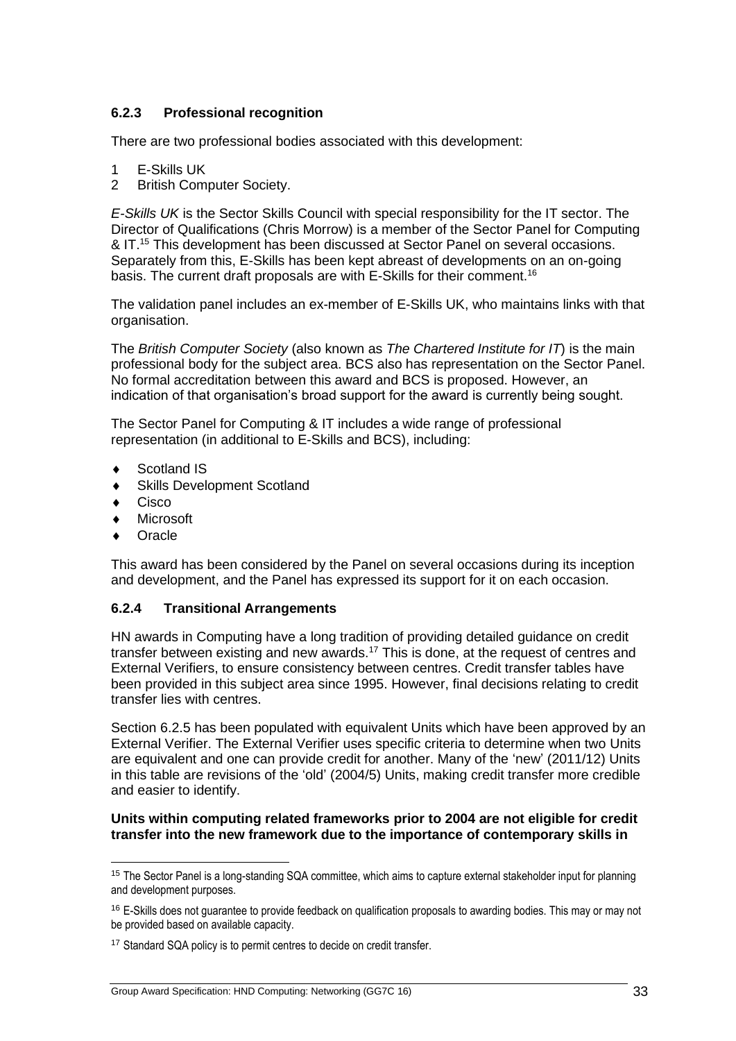### 6.2.3 Professional recognition

There are two professional bodies associated with this development:

1. E-Skills UK
2. British Computer Society.

*E-Skills UK* is the Sector Skills Council with special responsibility for the IT sector. The Director of Qualifications (Chris Morrow) is a member of the Sector Panel for Computing & IT.[15] This development has been discussed at Sector Panel on several occasions. Separately from this, E-Skills has been kept abreast of developments on an on-going basis. The current draft proposals are with E-Skills for their comment.[16]

The validation panel includes an ex-member of E-Skills UK, who maintains links with that organisation.

The *British Computer Society* (also known as *The Chartered Institute for IT*) is the main professional body for the subject area. BCS also has representation on the Sector Panel. No formal accreditation between this award and BCS is proposed. However, an indication of that organisation's broad support for the award is currently being sought.

The Sector Panel for Computing & IT includes a wide range of professional representation (in additional to E-Skills and BCS), including:

- Scotland IS
- Skills Development Scotland
- Cisco
- Microsoft
- Oracle

This award has been considered by the Panel on several occasions during its inception and development, and the Panel has expressed its support for it on each occasion.

### 6.2.4 Transitional Arrangements

HN awards in Computing have a long tradition of providing detailed guidance on credit transfer between existing and new awards.[17] This is done, at the request of centres and External Verifiers, to ensure consistency between centres. Credit transfer tables have been provided in this subject area since 1995. However, final decisions relating to credit transfer lies with centres.

Section 6.2.5 has been populated with equivalent Units which have been approved by an External Verifier. The External Verifier uses specific criteria to determine when two Units are equivalent and one can provide credit for another. Many of the 'new' (2011/12) Units in this table are revisions of the 'old' (2004/5) Units, making credit transfer more credible and easier to identify.

**Units within computing related frameworks prior to 2004 are not eligible for credit transfer into the new framework due to the importance of contemporary skills in**

---

[15] The Sector Panel is a long-standing SQA committee, which aims to capture external stakeholder input for planning and development purposes.

[16] E-Skills does not guarantee to provide feedback on qualification proposals to awarding bodies. This may or may not be provided based on available capacity.

[17] Standard SQA policy is to permit centres to decide on credit transfer.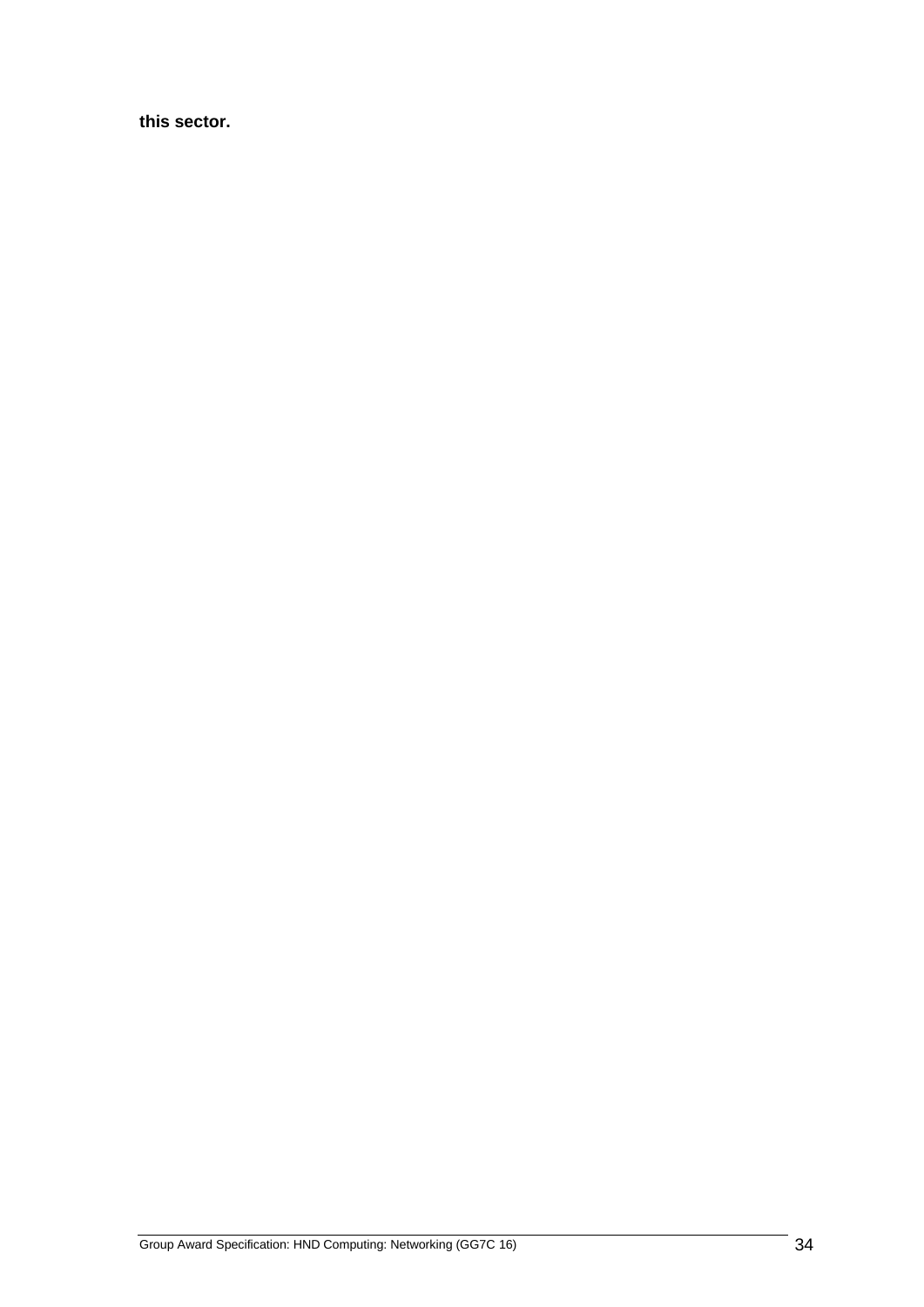**this sector.**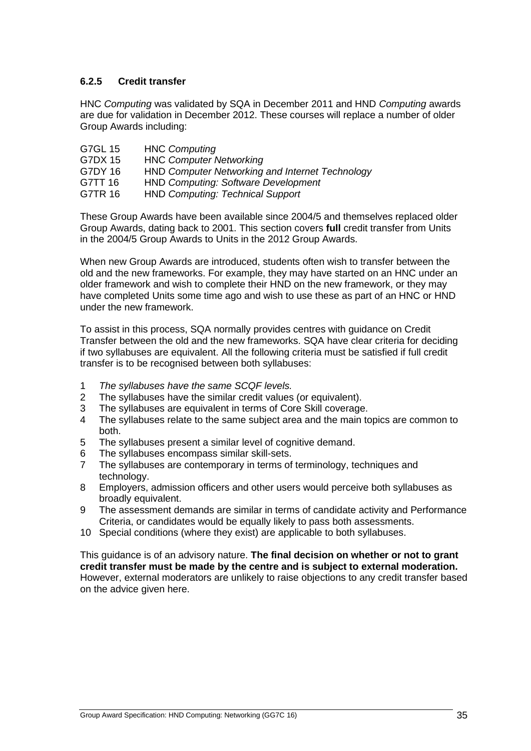### 6.2.5 Credit transfer

HNC *Computing* was validated by SQA in December 2011 and HND *Computing* awards are due for validation in December 2012. These courses will replace a number of older Group Awards including:

| | |
|---|---|
| G7GL 15 | HNC *Computing* |
| G7DX 15 | HNC *Computer Networking* |
| G7DY 16 | HND *Computer Networking and Internet Technology* |
| G7TT 16 | HND *Computing: Software Development* |
| G7TR 16 | HND *Computing: Technical Support* |

These Group Awards have been available since 2004/5 and themselves replaced older Group Awards, dating back to 2001. This section covers **full** credit transfer from Units in the 2004/5 Group Awards to Units in the 2012 Group Awards.

When new Group Awards are introduced, students often wish to transfer between the old and the new frameworks. For example, they may have started on an HNC under an older framework and wish to complete their HND on the new framework, or they may have completed Units some time ago and wish to use these as part of an HNC or HND under the new framework.

To assist in this process, SQA normally provides centres with guidance on Credit Transfer between the old and the new frameworks. SQA have clear criteria for deciding if two syllabuses are equivalent. All the following criteria must be satisfied if full credit transfer is to be recognised between both syllabuses:

1. *The syllabuses have the same SCQF levels.*
2. The syllabuses have the similar credit values (or equivalent).
3. The syllabuses are equivalent in terms of Core Skill coverage.
4. The syllabuses relate to the same subject area and the main topics are common to both.
5. The syllabuses present a similar level of cognitive demand.
6. The syllabuses encompass similar skill-sets.
7. The syllabuses are contemporary in terms of terminology, techniques and technology.
8. Employers, admission officers and other users would perceive both syllabuses as broadly equivalent.
9. The assessment demands are similar in terms of candidate activity and Performance Criteria, or candidates would be equally likely to pass both assessments.
10. Special conditions (where they exist) are applicable to both syllabuses.

This guidance is of an advisory nature. **The final decision on whether or not to grant credit transfer must be made by the centre and is subject to external moderation.** However, external moderators are unlikely to raise objections to any credit transfer based on the advice given here.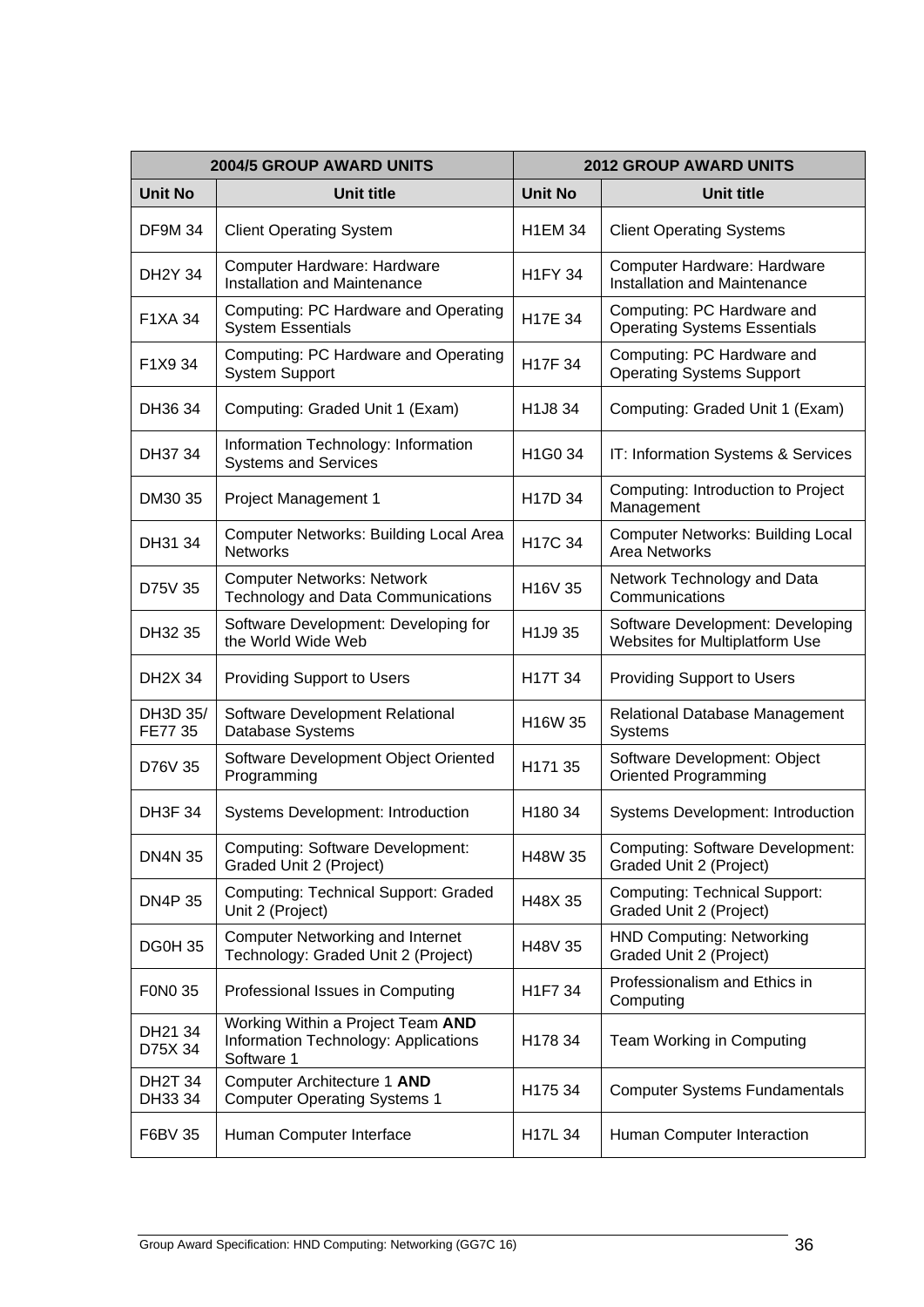| 2004/5 GROUP AWARD UNITS | | 2012 GROUP AWARD UNITS | |
|---|---|---|---|
| **Unit No** | **Unit title** | **Unit No** | **Unit title** |
| DF9M 34 | Client Operating System | H1EM 34 | Client Operating Systems |
| DH2Y 34 | Computer Hardware: Hardware Installation and Maintenance | H1FY 34 | Computer Hardware: Hardware Installation and Maintenance |
| F1XA 34 | Computing: PC Hardware and Operating System Essentials | H17E 34 | Computing: PC Hardware and Operating Systems Essentials |
| F1X9 34 | Computing: PC Hardware and Operating System Support | H17F 34 | Computing: PC Hardware and Operating Systems Support |
| DH36 34 | Computing: Graded Unit 1 (Exam) | H1J8 34 | Computing: Graded Unit 1 (Exam) |
| DH37 34 | Information Technology: Information Systems and Services | H1G0 34 | IT: Information Systems & Services |
| DM30 35 | Project Management 1 | H17D 34 | Computing: Introduction to Project Management |
| DH31 34 | Computer Networks: Building Local Area Networks | H17C 34 | Computer Networks: Building Local Area Networks |
| D75V 35 | Computer Networks: Network Technology and Data Communications | H16V 35 | Network Technology and Data Communications |
| DH32 35 | Software Development: Developing for the World Wide Web | H1J9 35 | Software Development: Developing Websites for Multiplatform Use |
| DH2X 34 | Providing Support to Users | H17T 34 | Providing Support to Users |
| DH3D 35/ FE77 35 | Software Development Relational Database Systems | H16W 35 | Relational Database Management Systems |
| D76V 35 | Software Development Object Oriented Programming | H171 35 | Software Development: Object Oriented Programming |
| DH3F 34 | Systems Development: Introduction | H180 34 | Systems Development: Introduction |
| DN4N 35 | Computing: Software Development: Graded Unit 2 (Project) | H48W 35 | Computing: Software Development: Graded Unit 2 (Project) |
| DN4P 35 | Computing: Technical Support: Graded Unit 2 (Project) | H48X 35 | Computing: Technical Support: Graded Unit 2 (Project) |
| DG0H 35 | Computer Networking and Internet Technology: Graded Unit 2 (Project) | H48V 35 | HND Computing: Networking Graded Unit 2 (Project) |
| F0N0 35 | Professional Issues in Computing | H1F7 34 | Professionalism and Ethics in Computing |
| DH21 34 D75X 34 | Working Within a Project Team **AND** Information Technology: Applications Software 1 | H178 34 | Team Working in Computing |
| DH2T 34 DH33 34 | Computer Architecture 1 **AND** Computer Operating Systems 1 | H175 34 | Computer Systems Fundamentals |
| F6BV 35 | Human Computer Interface | H17L 34 | Human Computer Interaction |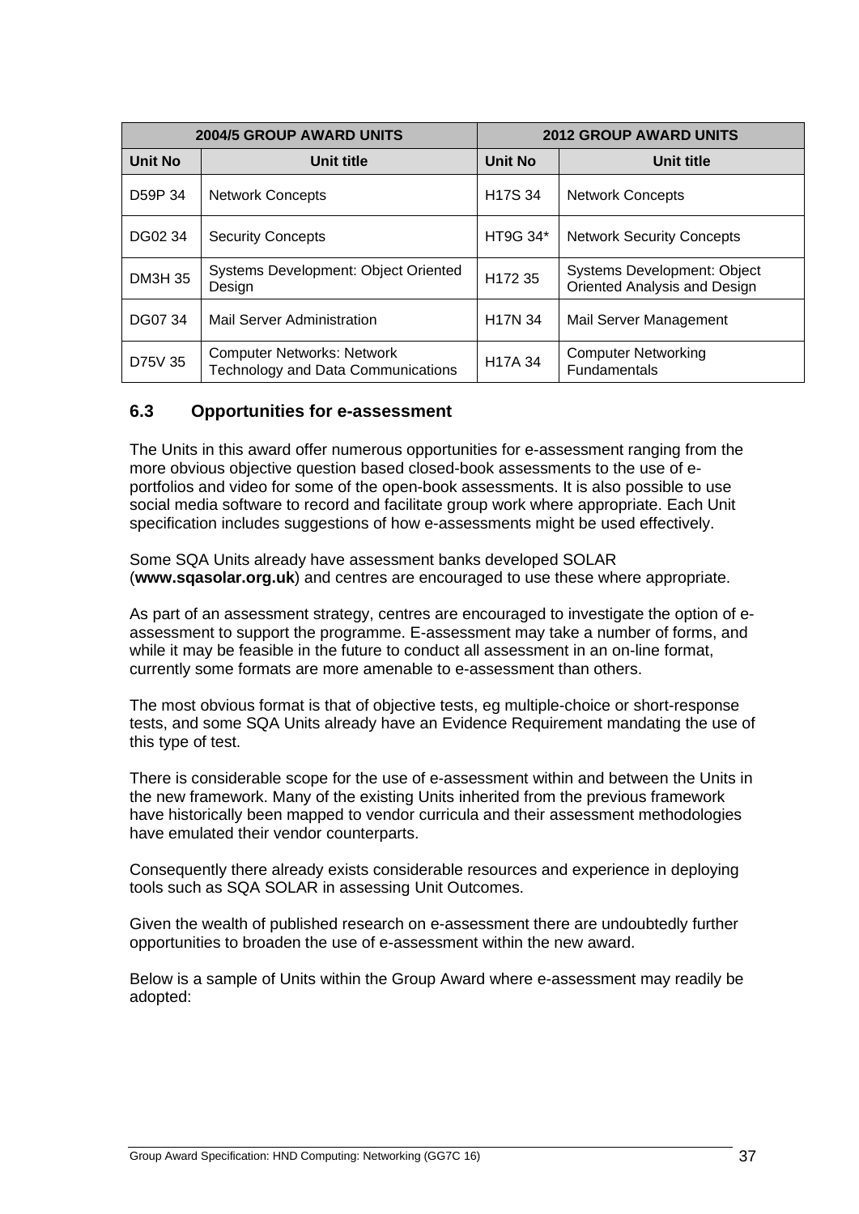| 2004/5 GROUP AWARD UNITS | | 2012 GROUP AWARD UNITS | |
|---|---|---|---|
| **Unit No** | **Unit title** | **Unit No** | **Unit title** |
| D59P 34 | Network Concepts | H17S 34 | Network Concepts |
| DG02 34 | Security Concepts | HT9G 34* | Network Security Concepts |
| DM3H 35 | Systems Development: Object Oriented Design | H172 35 | Systems Development: Object Oriented Analysis and Design |
| DG07 34 | Mail Server Administration | H17N 34 | Mail Server Management |
| D75V 35 | Computer Networks: Network Technology and Data Communications | H17A 34 | Computer Networking Fundamentals |

## 6.3 Opportunities for e-assessment

The Units in this award offer numerous opportunities for e-assessment ranging from the more obvious objective question based closed-book assessments to the use of e-portfolios and video for some of the open-book assessments. It is also possible to use social media software to record and facilitate group work where appropriate. Each Unit specification includes suggestions of how e-assessments might be used effectively.

Some SQA Units already have assessment banks developed SOLAR (**www.sqasolar.org.uk**) and centres are encouraged to use these where appropriate.

As part of an assessment strategy, centres are encouraged to investigate the option of e-assessment to support the programme. E-assessment may take a number of forms, and while it may be feasible in the future to conduct all assessment in an on-line format, currently some formats are more amenable to e-assessment than others.

The most obvious format is that of objective tests, eg multiple-choice or short-response tests, and some SQA Units already have an Evidence Requirement mandating the use of this type of test.

There is considerable scope for the use of e-assessment within and between the Units in the new framework. Many of the existing Units inherited from the previous framework have historically been mapped to vendor curricula and their assessment methodologies have emulated their vendor counterparts.

Consequently there already exists considerable resources and experience in deploying tools such as SQA SOLAR in assessing Unit Outcomes.

Given the wealth of published research on e-assessment there are undoubtedly further opportunities to broaden the use of e-assessment within the new award.

Below is a sample of Units within the Group Award where e-assessment may readily be adopted: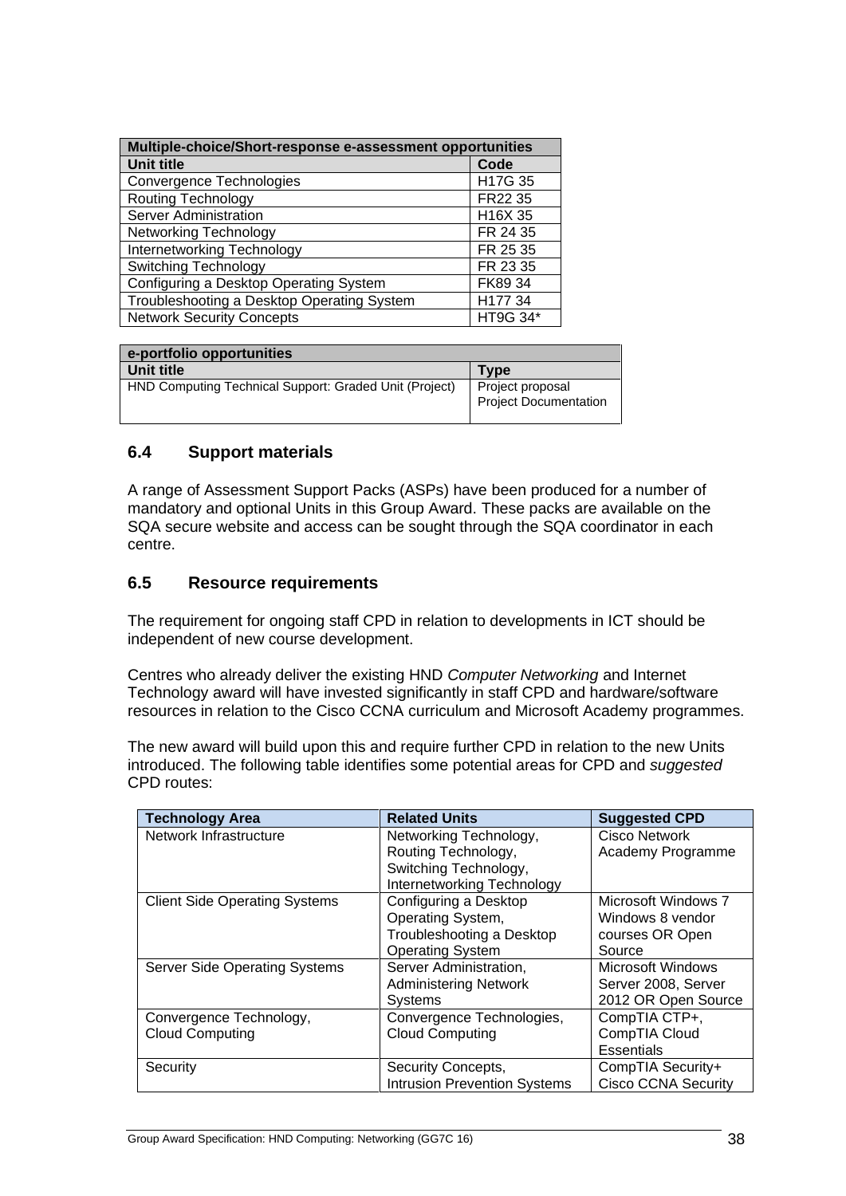| Multiple-choice/Short-response e-assessment opportunities | |
|---|---|
| **Unit title** | **Code** |
| Convergence Technologies | H17G 35 |
| Routing Technology | FR22 35 |
| Server Administration | H16X 35 |
| Networking Technology | FR 24 35 |
| Internetworking Technology | FR 25 35 |
| Switching Technology | FR 23 35 |
| Configuring a Desktop Operating System | FK89 34 |
| Troubleshooting a Desktop Operating System | H177 34 |
| Network Security Concepts | HT9G 34* |

| e-portfolio opportunities | |
|---|---|
| **Unit title** | **Type** |
| HND Computing Technical Support: Graded Unit (Project) | Project proposal<br>Project Documentation |

## 6.4 Support materials

A range of Assessment Support Packs (ASPs) have been produced for a number of mandatory and optional Units in this Group Award. These packs are available on the SQA secure website and access can be sought through the SQA coordinator in each centre.

## 6.5 Resource requirements

The requirement for ongoing staff CPD in relation to developments in ICT should be independent of new course development.

Centres who already deliver the existing HND *Computer Networking* and Internet Technology award will have invested significantly in staff CPD and hardware/software resources in relation to the Cisco CCNA curriculum and Microsoft Academy programmes.

The new award will build upon this and require further CPD in relation to the new Units introduced. The following table identifies some potential areas for CPD and *suggested* CPD routes:

| Technology Area | Related Units | Suggested CPD |
|---|---|---|
| Network Infrastructure | Networking Technology, Routing Technology, Switching Technology, Internetworking Technology | Cisco Network Academy Programme |
| Client Side Operating Systems | Configuring a Desktop Operating System, Troubleshooting a Desktop Operating System | Microsoft Windows 7 Windows 8 vendor courses OR Open Source |
| Server Side Operating Systems | Server Administration, Administering Network Systems | Microsoft Windows Server 2008, Server 2012 OR Open Source |
| Convergence Technology, Cloud Computing | Convergence Technologies, Cloud Computing | CompTIA CTP+, CompTIA Cloud Essentials |
| Security | Security Concepts, Intrusion Prevention Systems | CompTIA Security+ Cisco CCNA Security |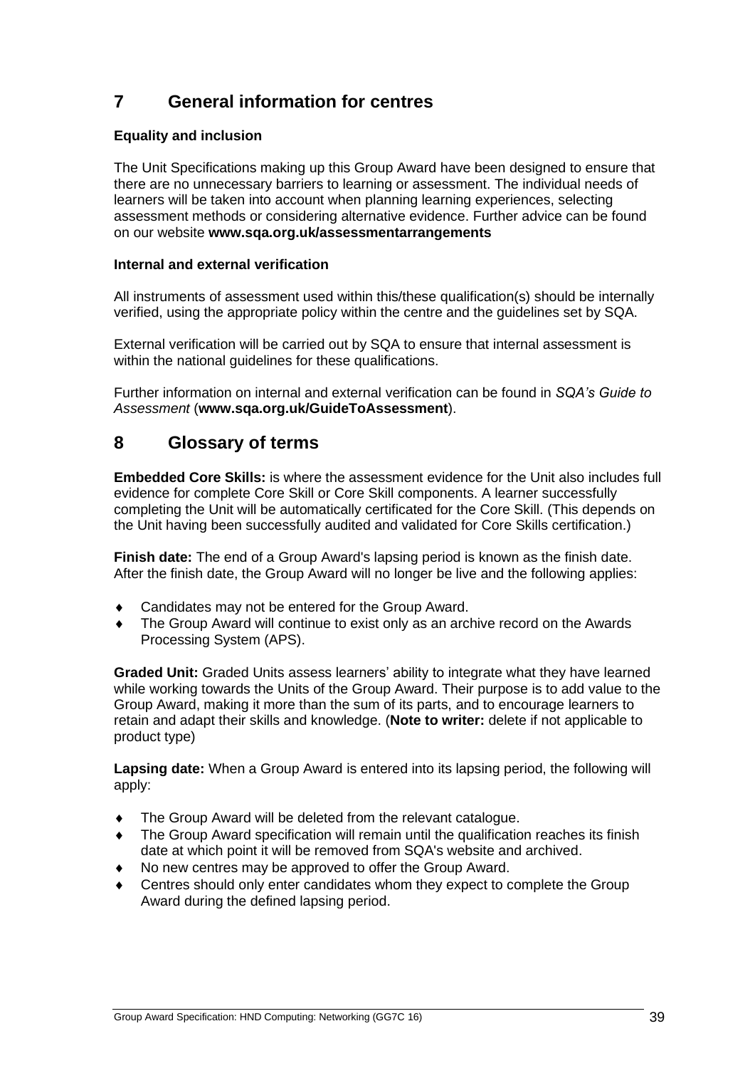## 7 General information for centres

**Equality and inclusion**

The Unit Specifications making up this Group Award have been designed to ensure that there are no unnecessary barriers to learning or assessment. The individual needs of learners will be taken into account when planning learning experiences, selecting assessment methods or considering alternative evidence. Further advice can be found on our website **www.sqa.org.uk/assessmentarrangements**

**Internal and external verification**

All instruments of assessment used within this/these qualification(s) should be internally verified, using the appropriate policy within the centre and the guidelines set by SQA.

External verification will be carried out by SQA to ensure that internal assessment is within the national guidelines for these qualifications.

Further information on internal and external verification can be found in *SQA's Guide to Assessment* (**www.sqa.org.uk/GuideToAssessment**).

## 8 Glossary of terms

**Embedded Core Skills:** is where the assessment evidence for the Unit also includes full evidence for complete Core Skill or Core Skill components. A learner successfully completing the Unit will be automatically certificated for the Core Skill. (This depends on the Unit having been successfully audited and validated for Core Skills certification.)

**Finish date:** The end of a Group Award's lapsing period is known as the finish date. After the finish date, the Group Award will no longer be live and the following applies:

- Candidates may not be entered for the Group Award.
- The Group Award will continue to exist only as an archive record on the Awards Processing System (APS).

**Graded Unit:** Graded Units assess learners' ability to integrate what they have learned while working towards the Units of the Group Award. Their purpose is to add value to the Group Award, making it more than the sum of its parts, and to encourage learners to retain and adapt their skills and knowledge. (**Note to writer:** delete if not applicable to product type)

**Lapsing date:** When a Group Award is entered into its lapsing period, the following will apply:

- The Group Award will be deleted from the relevant catalogue.
- The Group Award specification will remain until the qualification reaches its finish date at which point it will be removed from SQA's website and archived.
- No new centres may be approved to offer the Group Award.
- Centres should only enter candidates whom they expect to complete the Group Award during the defined lapsing period.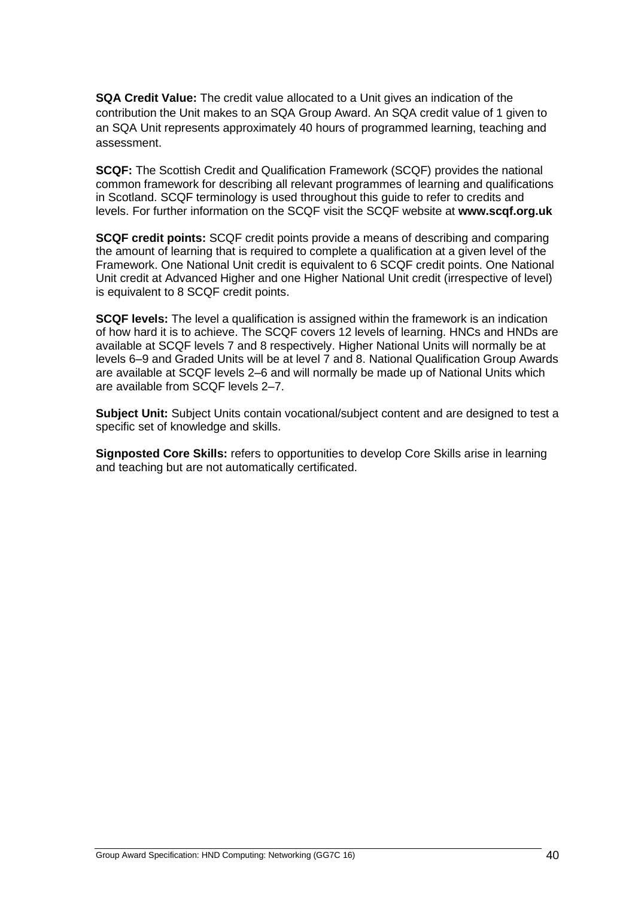**SQA Credit Value:** The credit value allocated to a Unit gives an indication of the contribution the Unit makes to an SQA Group Award. An SQA credit value of 1 given to an SQA Unit represents approximately 40 hours of programmed learning, teaching and assessment.

**SCQF:** The Scottish Credit and Qualification Framework (SCQF) provides the national common framework for describing all relevant programmes of learning and qualifications in Scotland. SCQF terminology is used throughout this guide to refer to credits and levels. For further information on the SCQF visit the SCQF website at **www.scqf.org.uk**

**SCQF credit points:** SCQF credit points provide a means of describing and comparing the amount of learning that is required to complete a qualification at a given level of the Framework. One National Unit credit is equivalent to 6 SCQF credit points. One National Unit credit at Advanced Higher and one Higher National Unit credit (irrespective of level) is equivalent to 8 SCQF credit points.

**SCQF levels:** The level a qualification is assigned within the framework is an indication of how hard it is to achieve. The SCQF covers 12 levels of learning. HNCs and HNDs are available at SCQF levels 7 and 8 respectively. Higher National Units will normally be at levels 6–9 and Graded Units will be at level 7 and 8. National Qualification Group Awards are available at SCQF levels 2–6 and will normally be made up of National Units which are available from SCQF levels 2–7.

**Subject Unit:** Subject Units contain vocational/subject content and are designed to test a specific set of knowledge and skills.

**Signposted Core Skills:** refers to opportunities to develop Core Skills arise in learning and teaching but are not automatically certificated.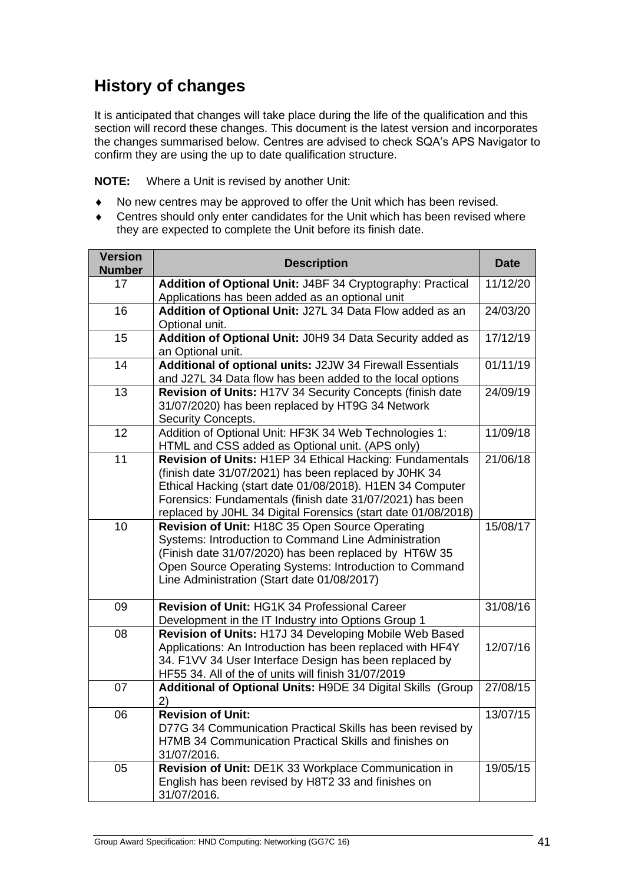## History of changes

It is anticipated that changes will take place during the life of the qualification and this section will record these changes. This document is the latest version and incorporates the changes summarised below. Centres are advised to check SQA's APS Navigator to confirm they are using the up to date qualification structure.

**NOTE:** Where a Unit is revised by another Unit:

- No new centres may be approved to offer the Unit which has been revised.
- Centres should only enter candidates for the Unit which has been revised where they are expected to complete the Unit before its finish date.

| Version Number | Description | Date |
|---|---|---|
| 17 | **Addition of Optional Unit:** J4BF 34 Cryptography: Practical Applications has been added as an optional unit | 11/12/20 |
| 16 | **Addition of Optional Unit:** J27L 34 Data Flow added as an Optional unit. | 24/03/20 |
| 15 | **Addition of Optional Unit:** J0H9 34 Data Security added as an Optional unit. | 17/12/19 |
| 14 | **Additional of optional units:** J2JW 34 Firewall Essentials and J27L 34 Data flow has been added to the local options | 01/11/19 |
| 13 | **Revision of Units:** H17V 34 Security Concepts (finish date 31/07/2020) has been replaced by HT9G 34 Network Security Concepts. | 24/09/19 |
| 12 | Addition of Optional Unit: HF3K 34 Web Technologies 1: HTML and CSS added as Optional unit. (APS only) | 11/09/18 |
| 11 | **Revision of Units:** H1EP 34 Ethical Hacking: Fundamentals (finish date 31/07/2021) has been replaced by J0HK 34 Ethical Hacking (start date 01/08/2018). H1EN 34 Computer Forensics: Fundamentals (finish date 31/07/2021) has been replaced by J0HL 34 Digital Forensics (start date 01/08/2018) | 21/06/18 |
| 10 | **Revision of Unit:** H18C 35 Open Source Operating Systems: Introduction to Command Line Administration (Finish date 31/07/2020) has been replaced by HT6W 35 Open Source Operating Systems: Introduction to Command Line Administration (Start date 01/08/2017) | 15/08/17 |
| 09 | **Revision of Unit:** HG1K 34 Professional Career Development in the IT Industry into Options Group 1 | 31/08/16 |
| 08 | **Revision of Units:** H17J 34 Developing Mobile Web Based Applications: An Introduction has been replaced with HF4Y 34. F1VV 34 User Interface Design has been replaced by HF55 34. All of the of units will finish 31/07/2019 | 12/07/16 |
| 07 | **Additional of Optional Units:** H9DE 34 Digital Skills (Group 2) | 27/08/15 |
| 06 | **Revision of Unit:** D77G 34 Communication Practical Skills has been revised by H7MB 34 Communication Practical Skills and finishes on 31/07/2016. | 13/07/15 |
| 05 | **Revision of Unit:** DE1K 33 Workplace Communication in English has been revised by H8T2 33 and finishes on 31/07/2016. | 19/05/15 |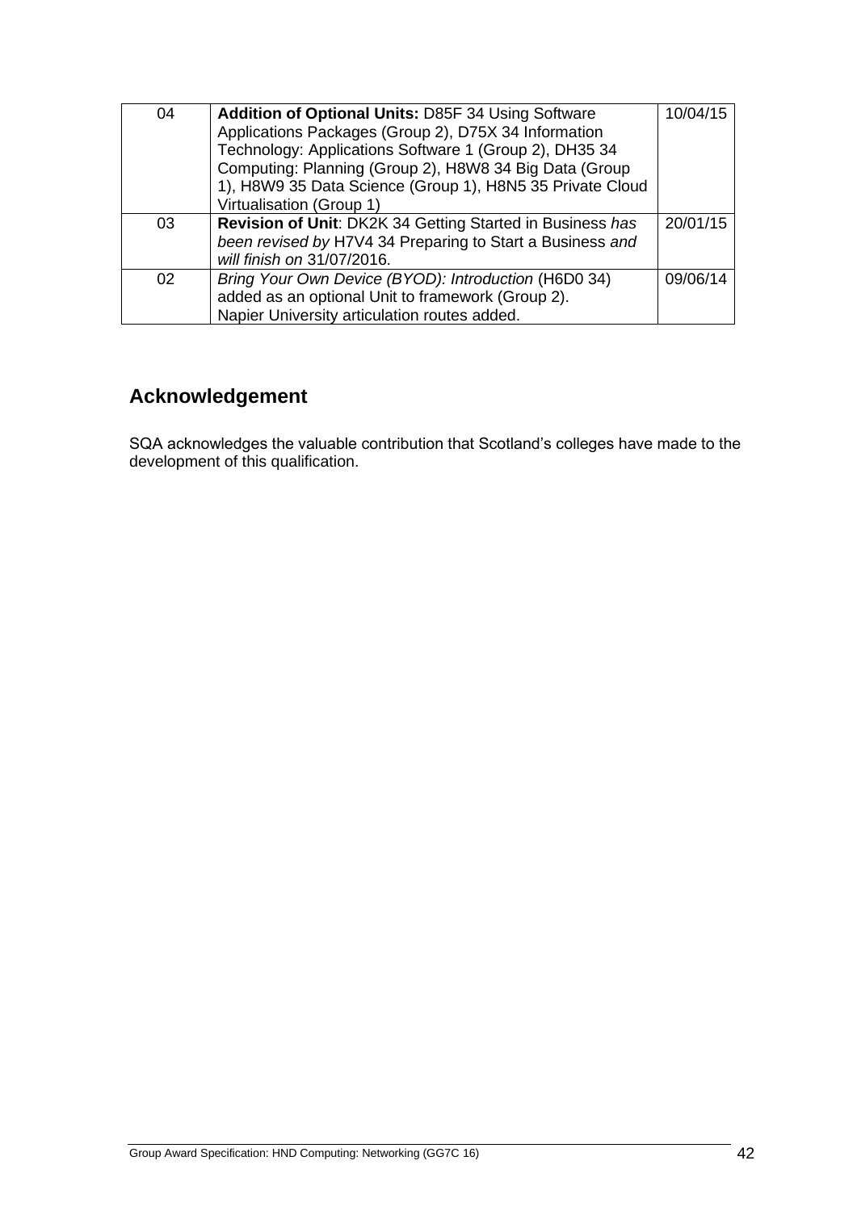| 04 | **Addition of Optional Units:** D85F 34 Using Software Applications Packages (Group 2), D75X 34 Information Technology: Applications Software 1 (Group 2), DH35 34 Computing: Planning (Group 2), H8W8 34 Big Data (Group 1), H8W9 35 Data Science (Group 1), H8N5 35 Private Cloud Virtualisation (Group 1) | 10/04/15 |
|---|---|---|
| 03 | **Revision of Unit**: DK2K 34 Getting Started in Business *has been revised by* H7V4 34 Preparing to Start a Business *and will finish on* 31/07/2016. | 20/01/15 |
| 02 | *Bring Your Own Device (BYOD): Introduction* (H6D0 34) added as an optional Unit to framework (Group 2). Napier University articulation routes added. | 09/06/14 |

## Acknowledgement

SQA acknowledges the valuable contribution that Scotland's colleges have made to the development of this qualification.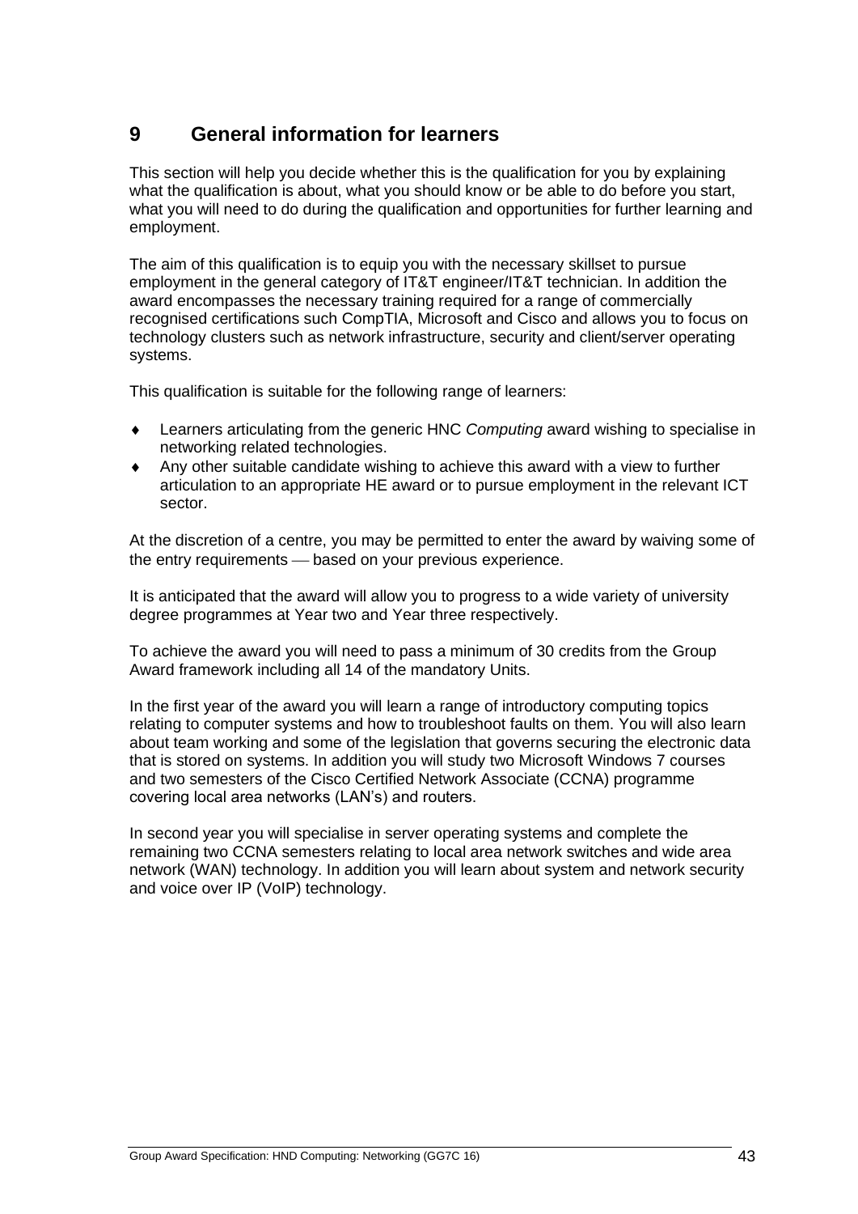## 9 General information for learners

This section will help you decide whether this is the qualification for you by explaining what the qualification is about, what you should know or be able to do before you start, what you will need to do during the qualification and opportunities for further learning and employment.

The aim of this qualification is to equip you with the necessary skillset to pursue employment in the general category of IT&T engineer/IT&T technician. In addition the award encompasses the necessary training required for a range of commercially recognised certifications such CompTIA, Microsoft and Cisco and allows you to focus on technology clusters such as network infrastructure, security and client/server operating systems.

This qualification is suitable for the following range of learners:

- Learners articulating from the generic HNC *Computing* award wishing to specialise in networking related technologies.
- Any other suitable candidate wishing to achieve this award with a view to further articulation to an appropriate HE award or to pursue employment in the relevant ICT sector.

At the discretion of a centre, you may be permitted to enter the award by waiving some of the entry requirements — based on your previous experience.

It is anticipated that the award will allow you to progress to a wide variety of university degree programmes at Year two and Year three respectively.

To achieve the award you will need to pass a minimum of 30 credits from the Group Award framework including all 14 of the mandatory Units.

In the first year of the award you will learn a range of introductory computing topics relating to computer systems and how to troubleshoot faults on them. You will also learn about team working and some of the legislation that governs securing the electronic data that is stored on systems. In addition you will study two Microsoft Windows 7 courses and two semesters of the Cisco Certified Network Associate (CCNA) programme covering local area networks (LAN's) and routers.

In second year you will specialise in server operating systems and complete the remaining two CCNA semesters relating to local area network switches and wide area network (WAN) technology. In addition you will learn about system and network security and voice over IP (VoIP) technology.